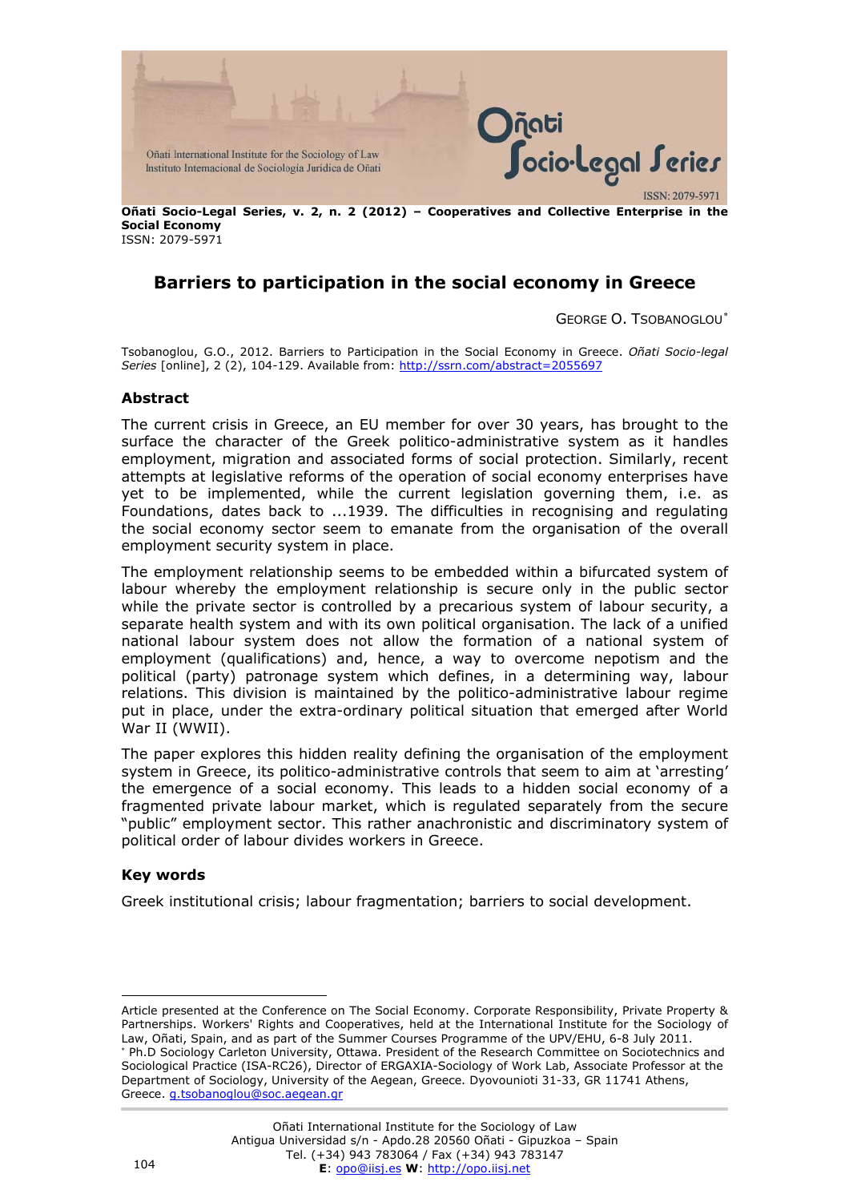**Oñati Socio-Legal Series, v. 2, n. 2 (2012) – Cooperatives and Collective Enterprise in the Social Economy**
ISSN: 2079-5971

# Barriers to participation in the social economy in Greece

GEORGE O. TSOBANOGLOU[*]

Tsobanoglou, G.O., 2012. Barriers to Participation in the Social Economy in Greece. *Oñati Socio-legal Series* [online], 2 (2), 104-129. Available from: http://ssrn.com/abstract=2055697

## Abstract

The current crisis in Greece, an EU member for over 30 years, has brought to the surface the character of the Greek politico-administrative system as it handles employment, migration and associated forms of social protection. Similarly, recent attempts at legislative reforms of the operation of social economy enterprises have yet to be implemented, while the current legislation governing them, i.e. as Foundations, dates back to ...1939. The difficulties in recognising and regulating the social economy sector seem to emanate from the organisation of the overall employment security system in place.

The employment relationship seems to be embedded within a bifurcated system of labour whereby the employment relationship is secure only in the public sector while the private sector is controlled by a precarious system of labour security, a separate health system and with its own political organisation. The lack of a unified national labour system does not allow the formation of a national system of employment (qualifications) and, hence, a way to overcome nepotism and the political (party) patronage system which defines, in a determining way, labour relations. This division is maintained by the politico-administrative labour regime put in place, under the extra-ordinary political situation that emerged after World War II (WWII).

The paper explores this hidden reality defining the organisation of the employment system in Greece, its politico-administrative controls that seem to aim at 'arresting' the emergence of a social economy. This leads to a hidden social economy of a fragmented private labour market, which is regulated separately from the secure "public" employment sector. This rather anachronistic and discriminatory system of political order of labour divides workers in Greece.

## Key words

Greek institutional crisis; labour fragmentation; barriers to social development.

---

Article presented at the Conference on The Social Economy. Corporate Responsibility, Private Property & Partnerships. Workers' Rights and Cooperatives, held at the International Institute for the Sociology of Law, Oñati, Spain, and as part of the Summer Courses Programme of the UPV/EHU, 6-8 July 2011.

[*] Ph.D Sociology Carleton University, Ottawa. President of the Research Committee on Sociotechnics and Sociological Practice (ISA-RC26), Director of ERGAXIA-Sociology of Work Lab, Associate Professor at the Department of Sociology, University of the Aegean, Greece. Dyovounioti 31-33, GR 11741 Athens, Greece. g.tsobanoglou@soc.aegean.gr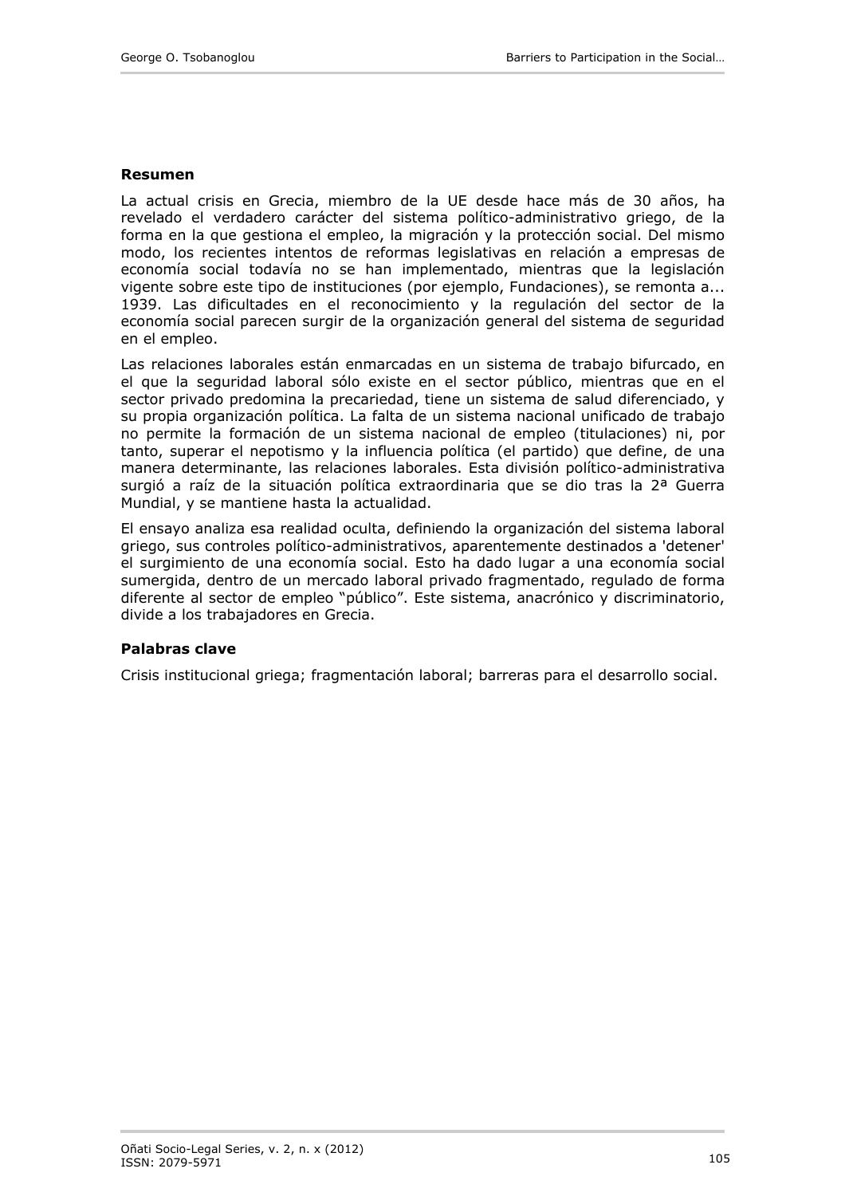**Resumen**

La actual crisis en Grecia, miembro de la UE desde hace más de 30 años, ha revelado el verdadero carácter del sistema político-administrativo griego, de la forma en la que gestiona el empleo, la migración y la protección social. Del mismo modo, los recientes intentos de reformas legislativas en relación a empresas de economía social todavía no se han implementado, mientras que la legislación vigente sobre este tipo de instituciones (por ejemplo, Fundaciones), se remonta a... 1939. Las dificultades en el reconocimiento y la regulación del sector de la economía social parecen surgir de la organización general del sistema de seguridad en el empleo.

Las relaciones laborales están enmarcadas en un sistema de trabajo bifurcado, en el que la seguridad laboral sólo existe en el sector público, mientras que en el sector privado predomina la precariedad, tiene un sistema de salud diferenciado, y su propia organización política. La falta de un sistema nacional unificado de trabajo no permite la formación de un sistema nacional de empleo (titulaciones) ni, por tanto, superar el nepotismo y la influencia política (el partido) que define, de una manera determinante, las relaciones laborales. Esta división político-administrativa surgió a raíz de la situación política extraordinaria que se dio tras la 2ª Guerra Mundial, y se mantiene hasta la actualidad.

El ensayo analiza esa realidad oculta, definiendo la organización del sistema laboral griego, sus controles político-administrativos, aparentemente destinados a 'detener' el surgimiento de una economía social. Esto ha dado lugar a una economía social sumergida, dentro de un mercado laboral privado fragmentado, regulado de forma diferente al sector de empleo "público". Este sistema, anacrónico y discriminatorio, divide a los trabajadores en Grecia.

**Palabras clave**

Crisis institucional griega; fragmentación laboral; barreras para el desarrollo social.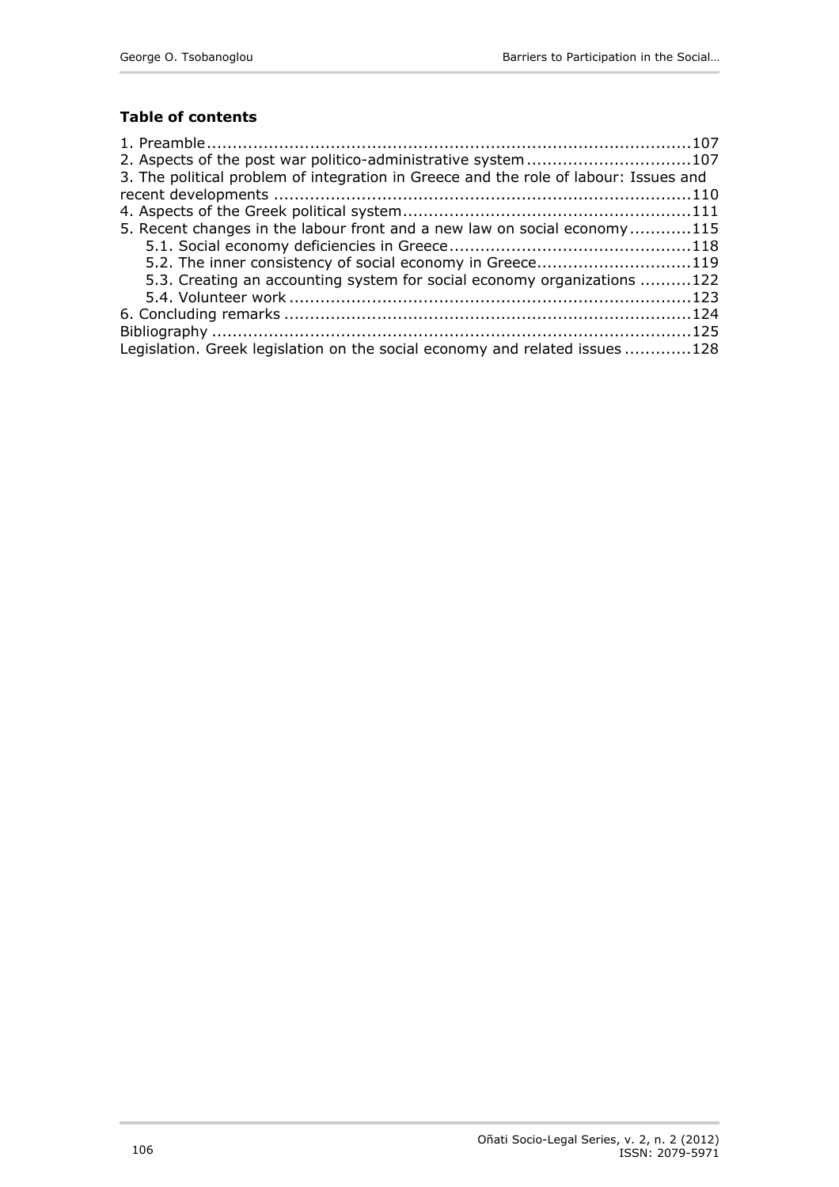**Table of contents**

1. Preamble ........................................................................................ 107
2. Aspects of the post war politico-administrative system ................................ 107
3. The political problem of integration in Greece and the role of labour: Issues and recent developments ................................................................................. 110
4. Aspects of the Greek political system ....................................................... 111
5. Recent changes in the labour front and a new law on social economy ............ 115
   - 5.1. Social economy deficiencies in Greece ............................................... 118
   - 5.2. The inner consistency of social economy in Greece .............................. 119
   - 5.3. Creating an accounting system for social economy organizations .......... 122
   - 5.4. Volunteer work ............................................................................. 123
6. Concluding remarks ............................................................................... 124

Bibliography ............................................................................................ 125

Legislation. Greek legislation on the social economy and related issues ............ 128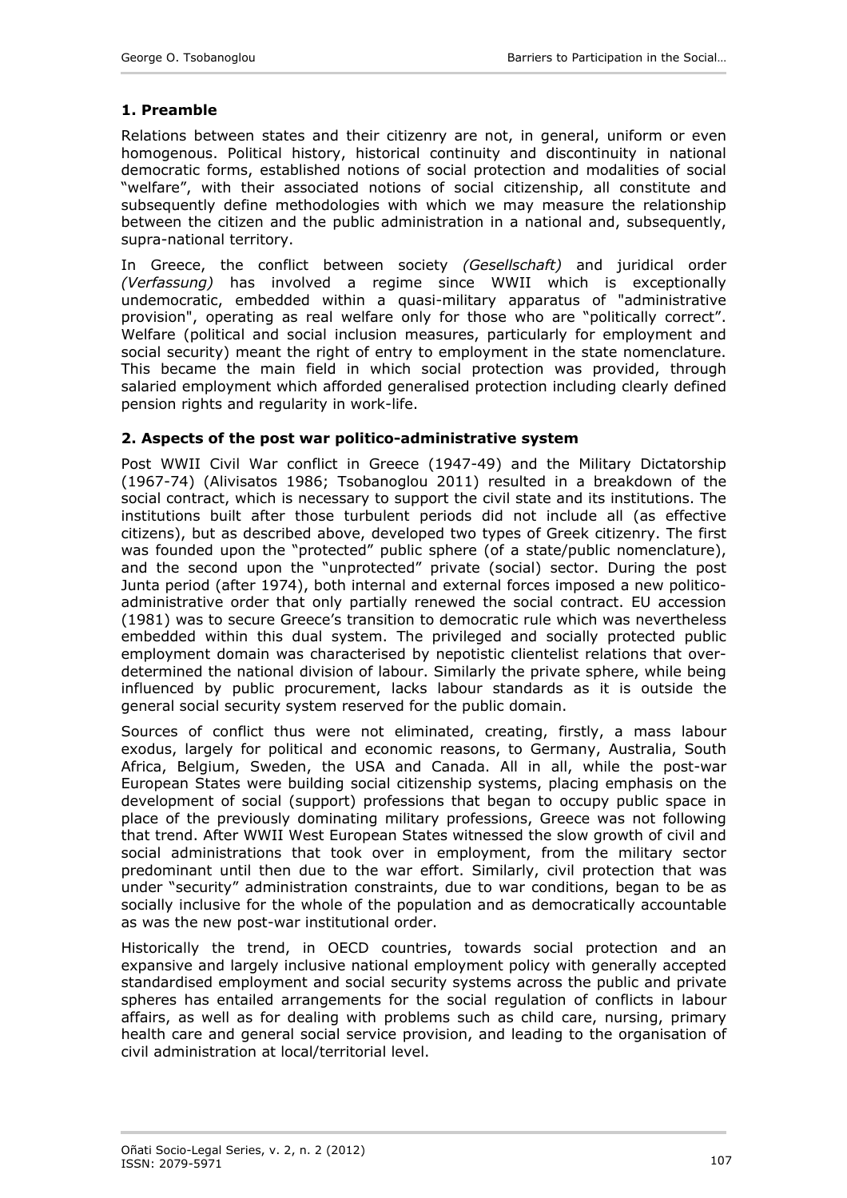## 1. Preamble

Relations between states and their citizenry are not, in general, uniform or even homogenous. Political history, historical continuity and discontinuity in national democratic forms, established notions of social protection and modalities of social "welfare", with their associated notions of social citizenship, all constitute and subsequently define methodologies with which we may measure the relationship between the citizen and the public administration in a national and, subsequently, supra-national territory.

In Greece, the conflict between society *(Gesellschaft)* and juridical order *(Verfassung)* has involved a regime since WWII which is exceptionally undemocratic, embedded within a quasi-military apparatus of "administrative provision", operating as real welfare only for those who are "politically correct". Welfare (political and social inclusion measures, particularly for employment and social security) meant the right of entry to employment in the state nomenclature. This became the main field in which social protection was provided, through salaried employment which afforded generalised protection including clearly defined pension rights and regularity in work-life.

## 2. Aspects of the post war politico-administrative system

Post WWII Civil War conflict in Greece (1947-49) and the Military Dictatorship (1967-74) (Alivisatos 1986; Tsobanoglou 2011) resulted in a breakdown of the social contract, which is necessary to support the civil state and its institutions. The institutions built after those turbulent periods did not include all (as effective citizens), but as described above, developed two types of Greek citizenry. The first was founded upon the "protected" public sphere (of a state/public nomenclature), and the second upon the "unprotected" private (social) sector. During the post Junta period (after 1974), both internal and external forces imposed a new politico-administrative order that only partially renewed the social contract. EU accession (1981) was to secure Greece's transition to democratic rule which was nevertheless embedded within this dual system. The privileged and socially protected public employment domain was characterised by nepotistic clientelist relations that over-determined the national division of labour. Similarly the private sphere, while being influenced by public procurement, lacks labour standards as it is outside the general social security system reserved for the public domain.

Sources of conflict thus were not eliminated, creating, firstly, a mass labour exodus, largely for political and economic reasons, to Germany, Australia, South Africa, Belgium, Sweden, the USA and Canada. All in all, while the post-war European States were building social citizenship systems, placing emphasis on the development of social (support) professions that began to occupy public space in place of the previously dominating military professions, Greece was not following that trend. After WWII West European States witnessed the slow growth of civil and social administrations that took over in employment, from the military sector predominant until then due to the war effort. Similarly, civil protection that was under "security" administration constraints, due to war conditions, began to be as socially inclusive for the whole of the population and as democratically accountable as was the new post-war institutional order.

Historically the trend, in OECD countries, towards social protection and an expansive and largely inclusive national employment policy with generally accepted standardised employment and social security systems across the public and private spheres has entailed arrangements for the social regulation of conflicts in labour affairs, as well as for dealing with problems such as child care, nursing, primary health care and general social service provision, and leading to the organisation of civil administration at local/territorial level.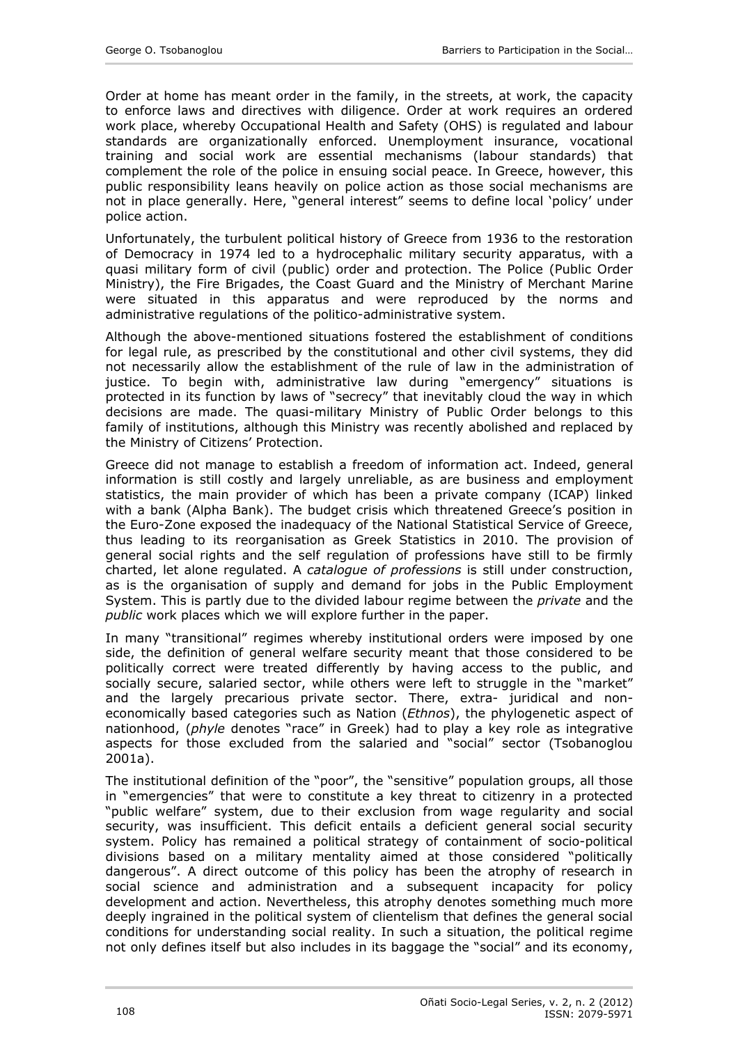Order at home has meant order in the family, in the streets, at work, the capacity to enforce laws and directives with diligence. Order at work requires an ordered work place, whereby Occupational Health and Safety (OHS) is regulated and labour standards are organizationally enforced. Unemployment insurance, vocational training and social work are essential mechanisms (labour standards) that complement the role of the police in ensuing social peace. In Greece, however, this public responsibility leans heavily on police action as those social mechanisms are not in place generally. Here, "general interest" seems to define local 'policy' under police action.

Unfortunately, the turbulent political history of Greece from 1936 to the restoration of Democracy in 1974 led to a hydrocephalic military security apparatus, with a quasi military form of civil (public) order and protection. The Police (Public Order Ministry), the Fire Brigades, the Coast Guard and the Ministry of Merchant Marine were situated in this apparatus and were reproduced by the norms and administrative regulations of the politico-administrative system.

Although the above-mentioned situations fostered the establishment of conditions for legal rule, as prescribed by the constitutional and other civil systems, they did not necessarily allow the establishment of the rule of law in the administration of justice. To begin with, administrative law during "emergency" situations is protected in its function by laws of "secrecy" that inevitably cloud the way in which decisions are made. The quasi-military Ministry of Public Order belongs to this family of institutions, although this Ministry was recently abolished and replaced by the Ministry of Citizens' Protection.

Greece did not manage to establish a freedom of information act. Indeed, general information is still costly and largely unreliable, as are business and employment statistics, the main provider of which has been a private company (ICAP) linked with a bank (Alpha Bank). The budget crisis which threatened Greece's position in the Euro-Zone exposed the inadequacy of the National Statistical Service of Greece, thus leading to its reorganisation as Greek Statistics in 2010. The provision of general social rights and the self regulation of professions have still to be firmly charted, let alone regulated. A *catalogue of professions* is still under construction, as is the organisation of supply and demand for jobs in the Public Employment System. This is partly due to the divided labour regime between the *private* and the *public* work places which we will explore further in the paper.

In many "transitional" regimes whereby institutional orders were imposed by one side, the definition of general welfare security meant that those considered to be politically correct were treated differently by having access to the public, and socially secure, salaried sector, while others were left to struggle in the "market" and the largely precarious private sector. There, extra- juridical and non-economically based categories such as Nation (*Ethnos*), the phylogenetic aspect of nationhood, (*phyle* denotes "race" in Greek) had to play a key role as integrative aspects for those excluded from the salaried and "social" sector (Tsobanoglou 2001a).

The institutional definition of the "poor", the "sensitive" population groups, all those in "emergencies" that were to constitute a key threat to citizenry in a protected "public welfare" system, due to their exclusion from wage regularity and social security, was insufficient. This deficit entails a deficient general social security system. Policy has remained a political strategy of containment of socio-political divisions based on a military mentality aimed at those considered "politically dangerous". A direct outcome of this policy has been the atrophy of research in social science and administration and a subsequent incapacity for policy development and action. Nevertheless, this atrophy denotes something much more deeply ingrained in the political system of clientelism that defines the general social conditions for understanding social reality. In such a situation, the political regime not only defines itself but also includes in its baggage the "social" and its economy,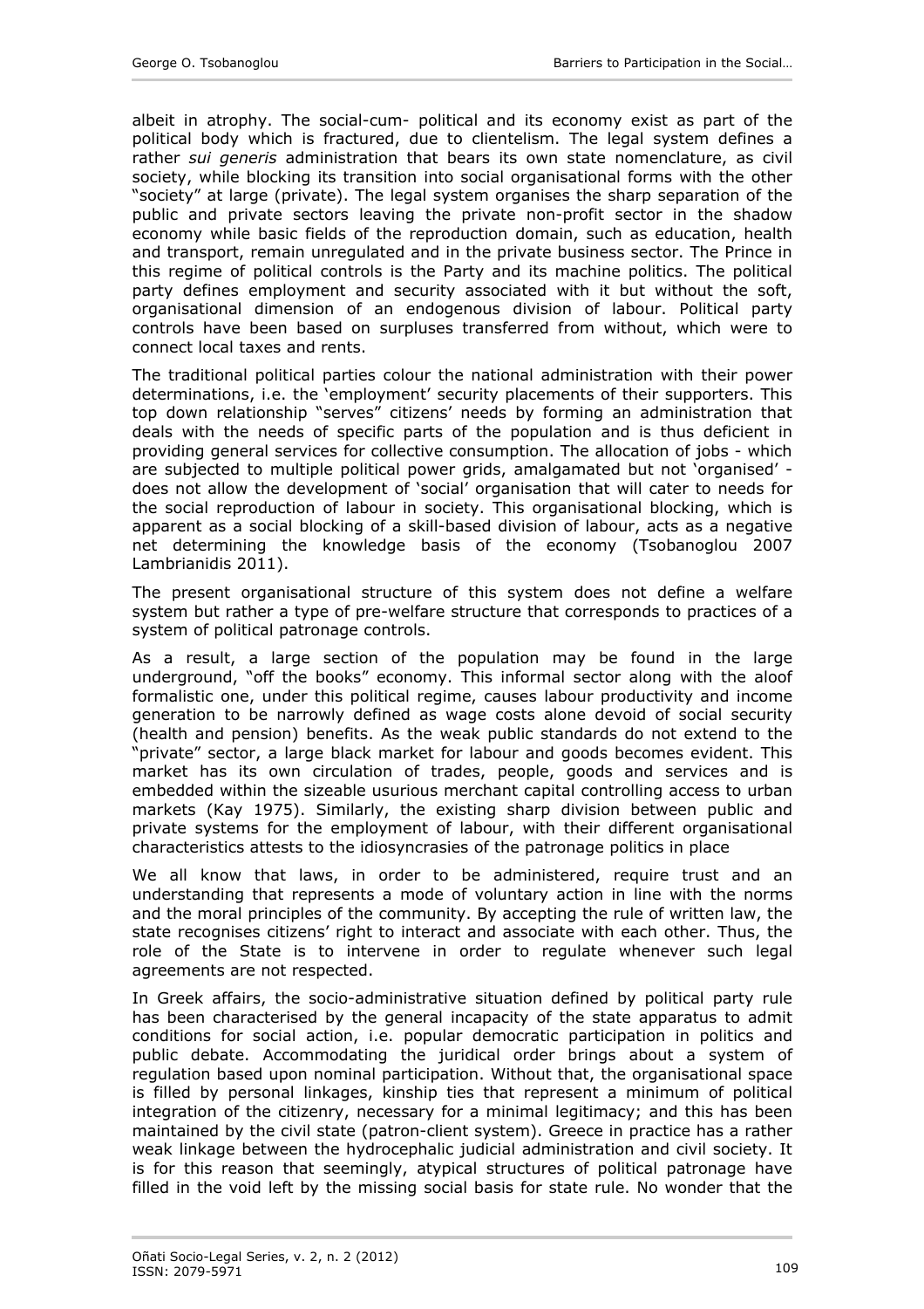albeit in atrophy. The social-cum- political and its economy exist as part of the political body which is fractured, due to clientelism. The legal system defines a rather *sui generis* administration that bears its own state nomenclature, as civil society, while blocking its transition into social organisational forms with the other "society" at large (private). The legal system organises the sharp separation of the public and private sectors leaving the private non-profit sector in the shadow economy while basic fields of the reproduction domain, such as education, health and transport, remain unregulated and in the private business sector. The Prince in this regime of political controls is the Party and its machine politics. The political party defines employment and security associated with it but without the soft, organisational dimension of an endogenous division of labour. Political party controls have been based on surpluses transferred from without, which were to connect local taxes and rents.

The traditional political parties colour the national administration with their power determinations, i.e. the 'employment' security placements of their supporters. This top down relationship "serves" citizens' needs by forming an administration that deals with the needs of specific parts of the population and is thus deficient in providing general services for collective consumption. The allocation of jobs - which are subjected to multiple political power grids, amalgamated but not 'organised' - does not allow the development of 'social' organisation that will cater to needs for the social reproduction of labour in society. This organisational blocking, which is apparent as a social blocking of a skill-based division of labour, acts as a negative net determining the knowledge basis of the economy (Tsobanoglou 2007 Lambrianidis 2011).

The present organisational structure of this system does not define a welfare system but rather a type of pre-welfare structure that corresponds to practices of a system of political patronage controls.

As a result, a large section of the population may be found in the large underground, "off the books" economy. This informal sector along with the aloof formalistic one, under this political regime, causes labour productivity and income generation to be narrowly defined as wage costs alone devoid of social security (health and pension) benefits. As the weak public standards do not extend to the "private" sector, a large black market for labour and goods becomes evident. This market has its own circulation of trades, people, goods and services and is embedded within the sizeable usurious merchant capital controlling access to urban markets (Kay 1975). Similarly, the existing sharp division between public and private systems for the employment of labour, with their different organisational characteristics attests to the idiosyncrasies of the patronage politics in place

We all know that laws, in order to be administered, require trust and an understanding that represents a mode of voluntary action in line with the norms and the moral principles of the community. By accepting the rule of written law, the state recognises citizens' right to interact and associate with each other. Thus, the role of the State is to intervene in order to regulate whenever such legal agreements are not respected.

In Greek affairs, the socio-administrative situation defined by political party rule has been characterised by the general incapacity of the state apparatus to admit conditions for social action, i.e. popular democratic participation in politics and public debate. Accommodating the juridical order brings about a system of regulation based upon nominal participation. Without that, the organisational space is filled by personal linkages, kinship ties that represent a minimum of political integration of the citizenry, necessary for a minimal legitimacy; and this has been maintained by the civil state (patron-client system). Greece in practice has a rather weak linkage between the hydrocephalic judicial administration and civil society. It is for this reason that seemingly, atypical structures of political patronage have filled in the void left by the missing social basis for state rule. No wonder that the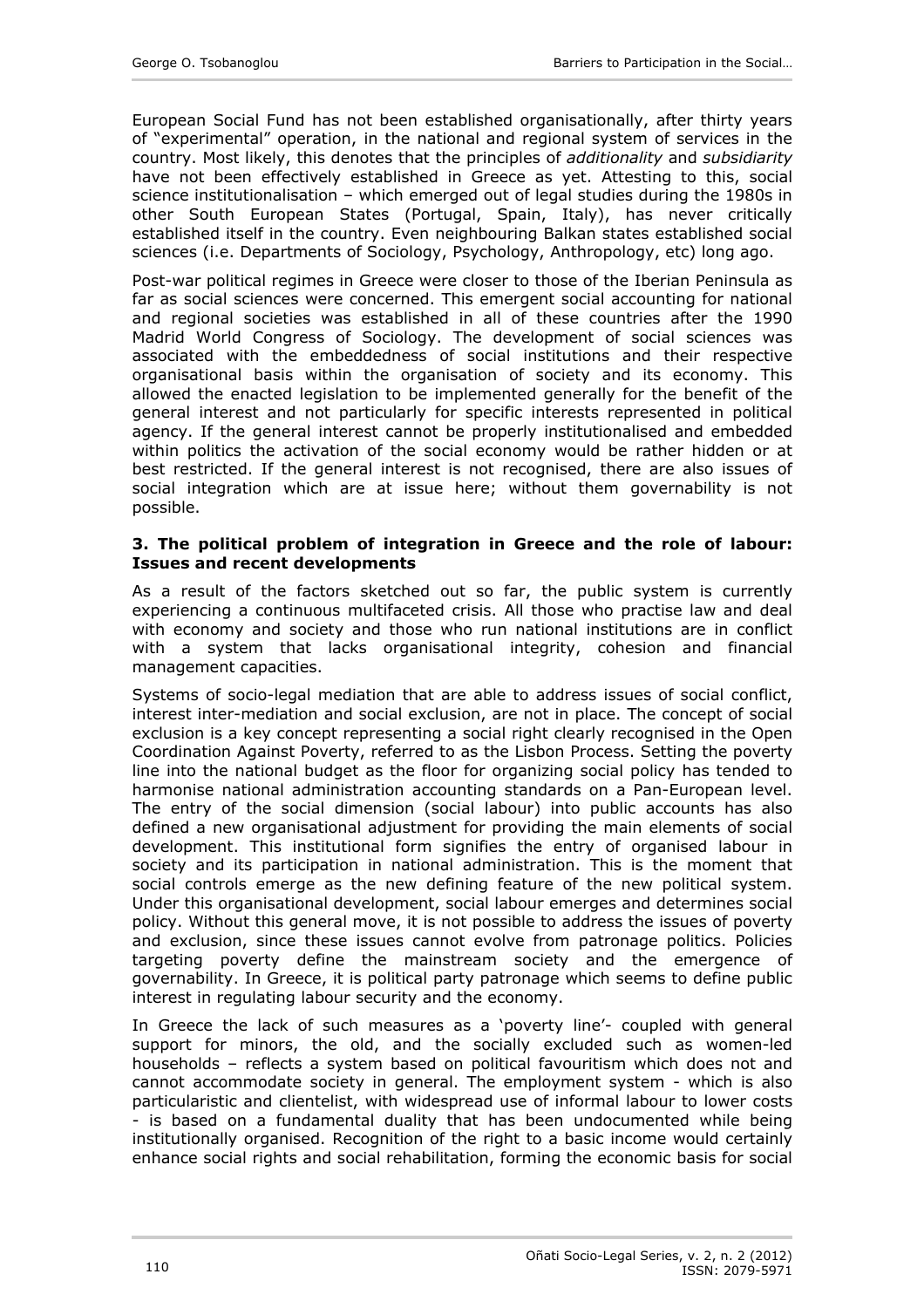European Social Fund has not been established organisationally, after thirty years of "experimental" operation, in the national and regional system of services in the country. Most likely, this denotes that the principles of *additionality* and *subsidiarity* have not been effectively established in Greece as yet. Attesting to this, social science institutionalisation – which emerged out of legal studies during the 1980s in other South European States (Portugal, Spain, Italy), has never critically established itself in the country. Even neighbouring Balkan states established social sciences (i.e. Departments of Sociology, Psychology, Anthropology, etc) long ago.

Post-war political regimes in Greece were closer to those of the Iberian Peninsula as far as social sciences were concerned. This emergent social accounting for national and regional societies was established in all of these countries after the 1990 Madrid World Congress of Sociology. The development of social sciences was associated with the embeddedness of social institutions and their respective organisational basis within the organisation of society and its economy. This allowed the enacted legislation to be implemented generally for the benefit of the general interest and not particularly for specific interests represented in political agency. If the general interest cannot be properly institutionalised and embedded within politics the activation of the social economy would be rather hidden or at best restricted. If the general interest is not recognised, there are also issues of social integration which are at issue here; without them governability is not possible.

## 3. The political problem of integration in Greece and the role of labour: Issues and recent developments

As a result of the factors sketched out so far, the public system is currently experiencing a continuous multifaceted crisis. All those who practise law and deal with economy and society and those who run national institutions are in conflict with a system that lacks organisational integrity, cohesion and financial management capacities.

Systems of socio-legal mediation that are able to address issues of social conflict, interest inter-mediation and social exclusion, are not in place. The concept of social exclusion is a key concept representing a social right clearly recognised in the Open Coordination Against Poverty, referred to as the Lisbon Process. Setting the poverty line into the national budget as the floor for organizing social policy has tended to harmonise national administration accounting standards on a Pan-European level. The entry of the social dimension (social labour) into public accounts has also defined a new organisational adjustment for providing the main elements of social development. This institutional form signifies the entry of organised labour in society and its participation in national administration. This is the moment that social controls emerge as the new defining feature of the new political system. Under this organisational development, social labour emerges and determines social policy. Without this general move, it is not possible to address the issues of poverty and exclusion, since these issues cannot evolve from patronage politics. Policies targeting poverty define the mainstream society and the emergence of governability. In Greece, it is political party patronage which seems to define public interest in regulating labour security and the economy.

In Greece the lack of such measures as a 'poverty line'- coupled with general support for minors, the old, and the socially excluded such as women-led households – reflects a system based on political favouritism which does not and cannot accommodate society in general. The employment system - which is also particularistic and clientelist, with widespread use of informal labour to lower costs - is based on a fundamental duality that has been undocumented while being institutionally organised. Recognition of the right to a basic income would certainly enhance social rights and social rehabilitation, forming the economic basis for social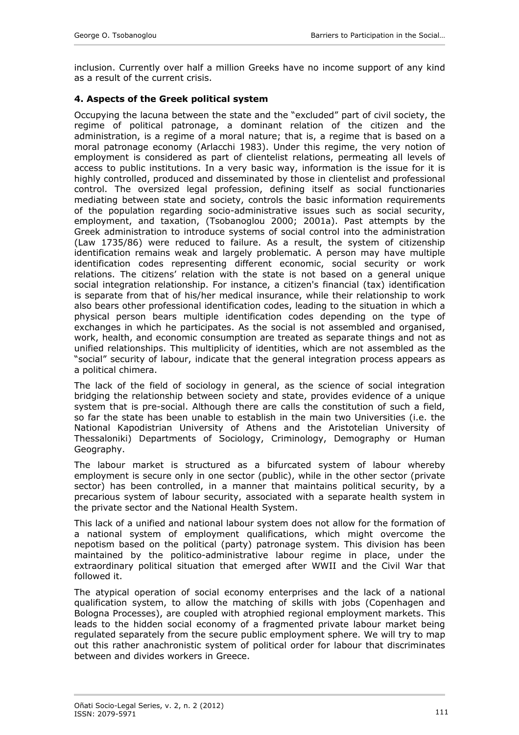inclusion. Currently over half a million Greeks have no income support of any kind as a result of the current crisis.

### 4. Aspects of the Greek political system

Occupying the lacuna between the state and the "excluded" part of civil society, the regime of political patronage, a dominant relation of the citizen and the administration, is a regime of a moral nature; that is, a regime that is based on a moral patronage economy (Arlacchi 1983). Under this regime, the very notion of employment is considered as part of clientelist relations, permeating all levels of access to public institutions. In a very basic way, information is the issue for it is highly controlled, produced and disseminated by those in clientelist and professional control. The oversized legal profession, defining itself as social functionaries mediating between state and society, controls the basic information requirements of the population regarding socio-administrative issues such as social security, employment, and taxation, (Tsobanoglou 2000; 2001a). Past attempts by the Greek administration to introduce systems of social control into the administration (Law 1735/86) were reduced to failure. As a result, the system of citizenship identification remains weak and largely problematic. A person may have multiple identification codes representing different economic, social security or work relations. The citizens' relation with the state is not based on a general unique social integration relationship. For instance, a citizen's financial (tax) identification is separate from that of his/her medical insurance, while their relationship to work also bears other professional identification codes, leading to the situation in which a physical person bears multiple identification codes depending on the type of exchanges in which he participates. As the social is not assembled and organised, work, health, and economic consumption are treated as separate things and not as unified relationships. This multiplicity of identities, which are not assembled as the "social" security of labour, indicate that the general integration process appears as a political chimera.

The lack of the field of sociology in general, as the science of social integration bridging the relationship between society and state, provides evidence of a unique system that is pre-social. Although there are calls the constitution of such a field, so far the state has been unable to establish in the main two Universities (i.e. the National Kapodistrian University of Athens and the Aristotelian University of Thessaloniki) Departments of Sociology, Criminology, Demography or Human Geography.

The labour market is structured as a bifurcated system of labour whereby employment is secure only in one sector (public), while in the other sector (private sector) has been controlled, in a manner that maintains political security, by a precarious system of labour security, associated with a separate health system in the private sector and the National Health System.

This lack of a unified and national labour system does not allow for the formation of a national system of employment qualifications, which might overcome the nepotism based on the political (party) patronage system. This division has been maintained by the politico-administrative labour regime in place, under the extraordinary political situation that emerged after WWII and the Civil War that followed it.

The atypical operation of social economy enterprises and the lack of a national qualification system, to allow the matching of skills with jobs (Copenhagen and Bologna Processes), are coupled with atrophied regional employment markets. This leads to the hidden social economy of a fragmented private labour market being regulated separately from the secure public employment sphere. We will try to map out this rather anachronistic system of political order for labour that discriminates between and divides workers in Greece.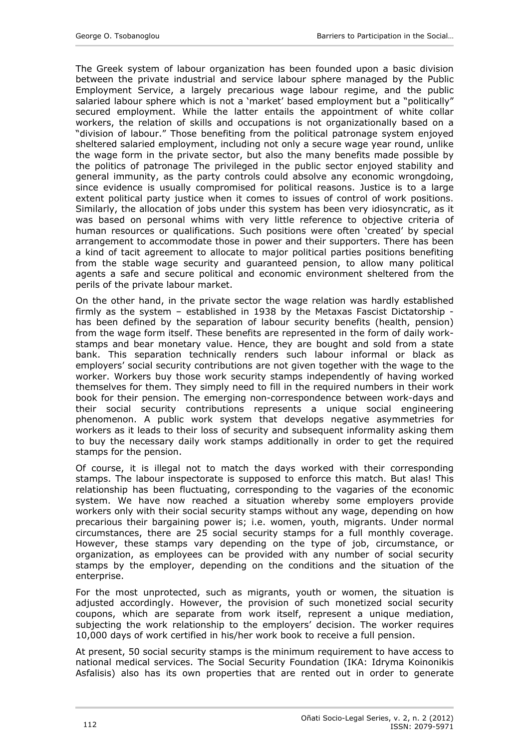The Greek system of labour organization has been founded upon a basic division between the private industrial and service labour sphere managed by the Public Employment Service, a largely precarious wage labour regime, and the public salaried labour sphere which is not a 'market' based employment but a "politically" secured employment. While the latter entails the appointment of white collar workers, the relation of skills and occupations is not organizationally based on a "division of labour." Those benefiting from the political patronage system enjoyed sheltered salaried employment, including not only a secure wage year round, unlike the wage form in the private sector, but also the many benefits made possible by the politics of patronage The privileged in the public sector enjoyed stability and general immunity, as the party controls could absolve any economic wrongdoing, since evidence is usually compromised for political reasons. Justice is to a large extent political party justice when it comes to issues of control of work positions. Similarly, the allocation of jobs under this system has been very idiosyncratic, as it was based on personal whims with very little reference to objective criteria of human resources or qualifications. Such positions were often 'created' by special arrangement to accommodate those in power and their supporters. There has been a kind of tacit agreement to allocate to major political parties positions benefiting from the stable wage security and guaranteed pension, to allow many political agents a safe and secure political and economic environment sheltered from the perils of the private labour market.

On the other hand, in the private sector the wage relation was hardly established firmly as the system – established in 1938 by the Metaxas Fascist Dictatorship - has been defined by the separation of labour security benefits (health, pension) from the wage form itself. These benefits are represented in the form of daily work-stamps and bear monetary value. Hence, they are bought and sold from a state bank. This separation technically renders such labour informal or black as employers' social security contributions are not given together with the wage to the worker. Workers buy those work security stamps independently of having worked themselves for them. They simply need to fill in the required numbers in their work book for their pension. The emerging non-correspondence between work-days and their social security contributions represents a unique social engineering phenomenon. A public work system that develops negative asymmetries for workers as it leads to their loss of security and subsequent informality asking them to buy the necessary daily work stamps additionally in order to get the required stamps for the pension.

Of course, it is illegal not to match the days worked with their corresponding stamps. The labour inspectorate is supposed to enforce this match. But alas! This relationship has been fluctuating, corresponding to the vagaries of the economic system. We have now reached a situation whereby some employers provide workers only with their social security stamps without any wage, depending on how precarious their bargaining power is; i.e. women, youth, migrants. Under normal circumstances, there are 25 social security stamps for a full monthly coverage. However, these stamps vary depending on the type of job, circumstance, or organization, as employees can be provided with any number of social security stamps by the employer, depending on the conditions and the situation of the enterprise.

For the most unprotected, such as migrants, youth or women, the situation is adjusted accordingly. However, the provision of such monetized social security coupons, which are separate from work itself, represent a unique mediation, subjecting the work relationship to the employers' decision. The worker requires 10,000 days of work certified in his/her work book to receive a full pension.

At present, 50 social security stamps is the minimum requirement to have access to national medical services. The Social Security Foundation (IKA: Idryma Koinonikis Asfalisis) also has its own properties that are rented out in order to generate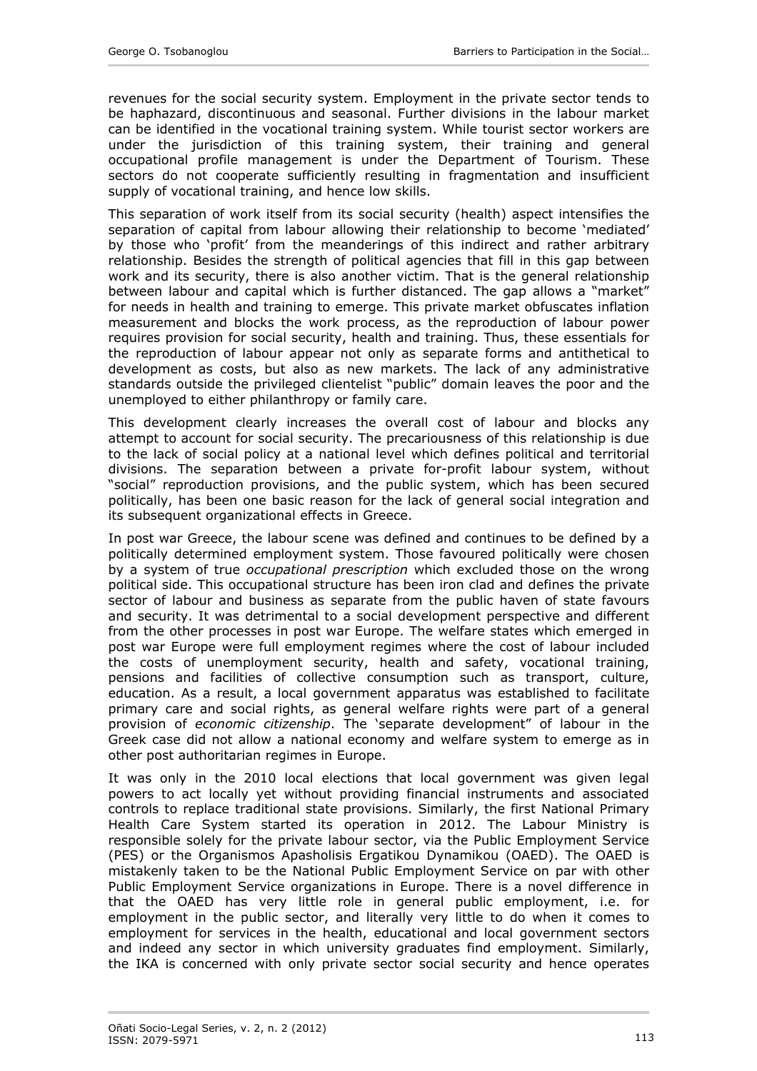revenues for the social security system. Employment in the private sector tends to be haphazard, discontinuous and seasonal. Further divisions in the labour market can be identified in the vocational training system. While tourist sector workers are under the jurisdiction of this training system, their training and general occupational profile management is under the Department of Tourism. These sectors do not cooperate sufficiently resulting in fragmentation and insufficient supply of vocational training, and hence low skills.

This separation of work itself from its social security (health) aspect intensifies the separation of capital from labour allowing their relationship to become 'mediated' by those who 'profit' from the meanderings of this indirect and rather arbitrary relationship. Besides the strength of political agencies that fill in this gap between work and its security, there is also another victim. That is the general relationship between labour and capital which is further distanced. The gap allows a "market" for needs in health and training to emerge. This private market obfuscates inflation measurement and blocks the work process, as the reproduction of labour power requires provision for social security, health and training. Thus, these essentials for the reproduction of labour appear not only as separate forms and antithetical to development as costs, but also as new markets. The lack of any administrative standards outside the privileged clientelist "public" domain leaves the poor and the unemployed to either philanthropy or family care.

This development clearly increases the overall cost of labour and blocks any attempt to account for social security. The precariousness of this relationship is due to the lack of social policy at a national level which defines political and territorial divisions. The separation between a private for-profit labour system, without "social" reproduction provisions, and the public system, which has been secured politically, has been one basic reason for the lack of general social integration and its subsequent organizational effects in Greece.

In post war Greece, the labour scene was defined and continues to be defined by a politically determined employment system. Those favoured politically were chosen by a system of true *occupational prescription* which excluded those on the wrong political side. This occupational structure has been iron clad and defines the private sector of labour and business as separate from the public haven of state favours and security. It was detrimental to a social development perspective and different from the other processes in post war Europe. The welfare states which emerged in post war Europe were full employment regimes where the cost of labour included the costs of unemployment security, health and safety, vocational training, pensions and facilities of collective consumption such as transport, culture, education. As a result, a local government apparatus was established to facilitate primary care and social rights, as general welfare rights were part of a general provision of *economic citizenship*. The 'separate development" of labour in the Greek case did not allow a national economy and welfare system to emerge as in other post authoritarian regimes in Europe.

It was only in the 2010 local elections that local government was given legal powers to act locally yet without providing financial instruments and associated controls to replace traditional state provisions. Similarly, the first National Primary Health Care System started its operation in 2012. The Labour Ministry is responsible solely for the private labour sector, via the Public Employment Service (PES) or the Organismos Apasholisis Ergatikou Dynamikou (OAED). The OAED is mistakenly taken to be the National Public Employment Service on par with other Public Employment Service organizations in Europe. There is a novel difference in that the OAED has very little role in general public employment, i.e. for employment in the public sector, and literally very little to do when it comes to employment for services in the health, educational and local government sectors and indeed any sector in which university graduates find employment. Similarly, the IKA is concerned with only private sector social security and hence operates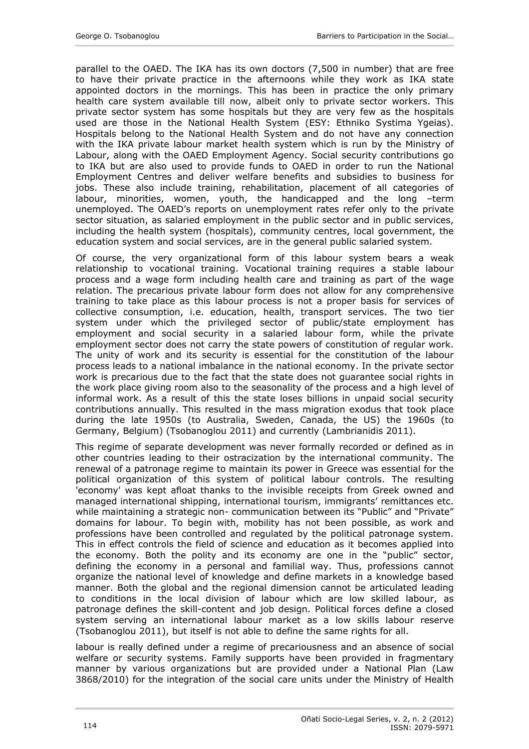parallel to the OAED. The IKA has its own doctors (7,500 in number) that are free to have their private practice in the afternoons while they work as IKA state appointed doctors in the mornings. This has been in practice the only primary health care system available till now, albeit only to private sector workers. This private sector system has some hospitals but they are very few as the hospitals used are those in the National Health System (ESY: Ethniko Systima Ygeias). Hospitals belong to the National Health System and do not have any connection with the IKA private labour market health system which is run by the Ministry of Labour, along with the OAED Employment Agency. Social security contributions go to IKA but are also used to provide funds to OAED in order to run the National Employment Centres and deliver welfare benefits and subsidies to business for jobs. These also include training, rehabilitation, placement of all categories of labour, minorities, women, youth, the handicapped and the long –term unemployed. The OAED's reports on unemployment rates refer only to the private sector situation, as salaried employment in the public sector and in public services, including the health system (hospitals), community centres, local government, the education system and social services, are in the general public salaried system.

Of course, the very organizational form of this labour system bears a weak relationship to vocational training. Vocational training requires a stable labour process and a wage form including health care and training as part of the wage relation. The precarious private labour form does not allow for any comprehensive training to take place as this labour process is not a proper basis for services of collective consumption, i.e. education, health, transport services. The two tier system under which the privileged sector of public/state employment has employment and social security in a salaried labour form, while the private employment sector does not carry the state powers of constitution of regular work. The unity of work and its security is essential for the constitution of the labour process leads to a national imbalance in the national economy. In the private sector work is precarious due to the fact that the state does not guarantee social rights in the work place giving room also to the seasonality of the process and a high level of informal work. As a result of this the state loses billions in unpaid social security contributions annually. This resulted in the mass migration exodus that took place during the late 1950s (to Australia, Sweden, Canada, the US) the 1960s (to Germany, Belgium) (Tsobanoglou 2011) and currently (Lambrianidis 2011).

This regime of separate development was never formally recorded or defined as in other countries leading to their ostracization by the international community. The renewal of a patronage regime to maintain its power in Greece was essential for the political organization of this system of political labour controls. The resulting 'economy' was kept afloat thanks to the invisible receipts from Greek owned and managed international shipping, international tourism, immigrants' remittances etc. while maintaining a strategic non- communication between its "Public" and "Private" domains for labour. To begin with, mobility has not been possible, as work and professions have been controlled and regulated by the political patronage system. This in effect controls the field of science and education as it becomes applied into the economy. Both the polity and its economy are one in the "public" sector, defining the economy in a personal and familial way. Thus, professions cannot organize the national level of knowledge and define markets in a knowledge based manner. Both the global and the regional dimension cannot be articulated leading to conditions in the local division of labour which are low skilled labour, as patronage defines the skill-content and job design. Political forces define a closed system serving an international labour market as a low skills labour reserve (Tsobanoglou 2011), but itself is not able to define the same rights for all.

labour is really defined under a regime of precariousness and an absence of social welfare or security systems. Family supports have been provided in fragmentary manner by various organizations but are provided under a National Plan (Law 3868/2010) for the integration of the social care units under the Ministry of Health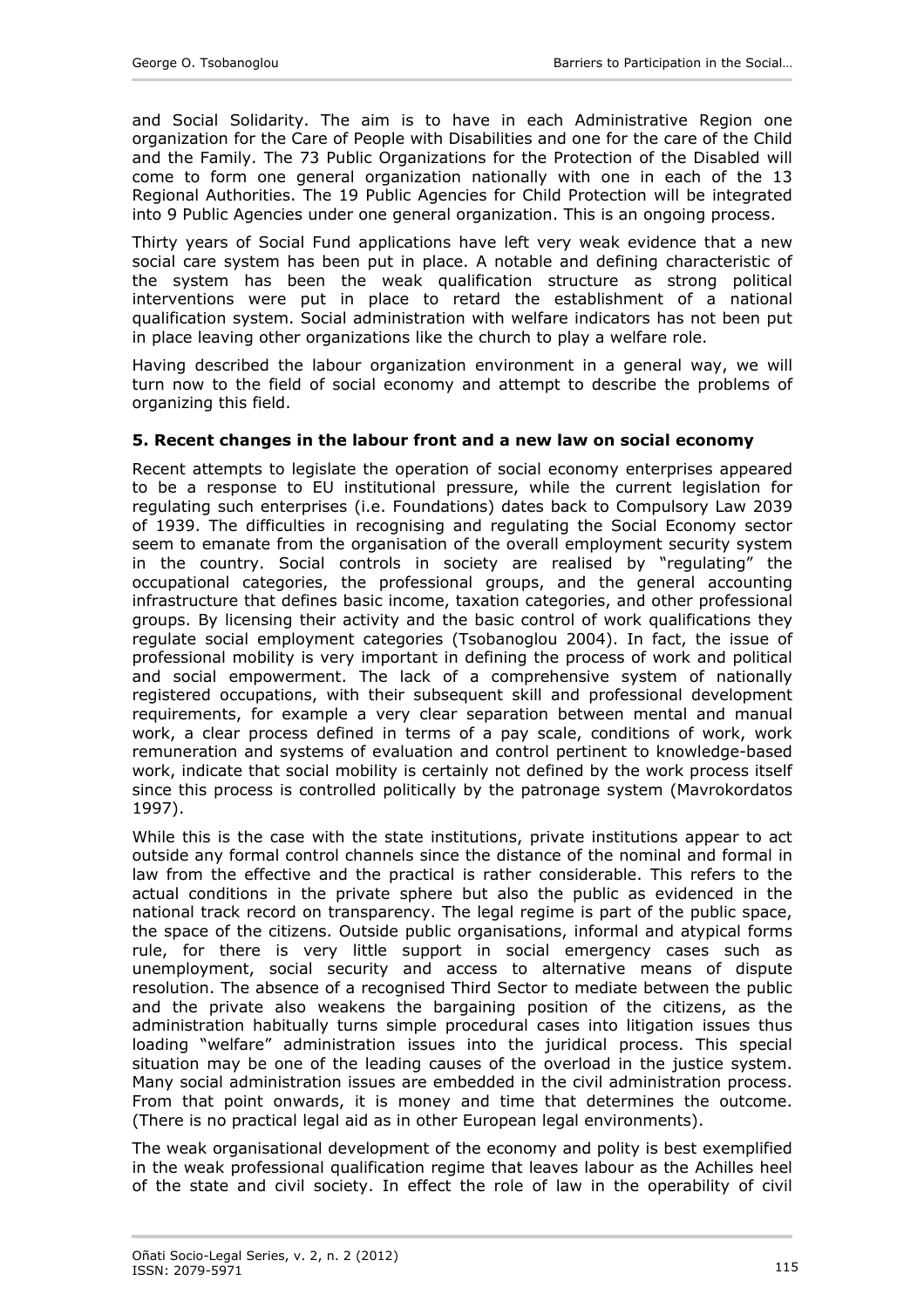and Social Solidarity. The aim is to have in each Administrative Region one organization for the Care of People with Disabilities and one for the care of the Child and the Family. The 73 Public Organizations for the Protection of the Disabled will come to form one general organization nationally with one in each of the 13 Regional Authorities. The 19 Public Agencies for Child Protection will be integrated into 9 Public Agencies under one general organization. This is an ongoing process.

Thirty years of Social Fund applications have left very weak evidence that a new social care system has been put in place. A notable and defining characteristic of the system has been the weak qualification structure as strong political interventions were put in place to retard the establishment of a national qualification system. Social administration with welfare indicators has not been put in place leaving other organizations like the church to play a welfare role.

Having described the labour organization environment in a general way, we will turn now to the field of social economy and attempt to describe the problems of organizing this field.

## 5. Recent changes in the labour front and a new law on social economy

Recent attempts to legislate the operation of social economy enterprises appeared to be a response to EU institutional pressure, while the current legislation for regulating such enterprises (i.e. Foundations) dates back to Compulsory Law 2039 of 1939. The difficulties in recognising and regulating the Social Economy sector seem to emanate from the organisation of the overall employment security system in the country. Social controls in society are realised by "regulating" the occupational categories, the professional groups, and the general accounting infrastructure that defines basic income, taxation categories, and other professional groups. By licensing their activity and the basic control of work qualifications they regulate social employment categories (Tsobanoglou 2004). In fact, the issue of professional mobility is very important in defining the process of work and political and social empowerment. The lack of a comprehensive system of nationally registered occupations, with their subsequent skill and professional development requirements, for example a very clear separation between mental and manual work, a clear process defined in terms of a pay scale, conditions of work, work remuneration and systems of evaluation and control pertinent to knowledge-based work, indicate that social mobility is certainly not defined by the work process itself since this process is controlled politically by the patronage system (Mavrokordatos 1997).

While this is the case with the state institutions, private institutions appear to act outside any formal control channels since the distance of the nominal and formal in law from the effective and the practical is rather considerable. This refers to the actual conditions in the private sphere but also the public as evidenced in the national track record on transparency. The legal regime is part of the public space, the space of the citizens. Outside public organisations, informal and atypical forms rule, for there is very little support in social emergency cases such as unemployment, social security and access to alternative means of dispute resolution. The absence of a recognised Third Sector to mediate between the public and the private also weakens the bargaining position of the citizens, as the administration habitually turns simple procedural cases into litigation issues thus loading "welfare" administration issues into the juridical process. This special situation may be one of the leading causes of the overload in the justice system. Many social administration issues are embedded in the civil administration process. From that point onwards, it is money and time that determines the outcome. (There is no practical legal aid as in other European legal environments).

The weak organisational development of the economy and polity is best exemplified in the weak professional qualification regime that leaves labour as the Achilles heel of the state and civil society. In effect the role of law in the operability of civil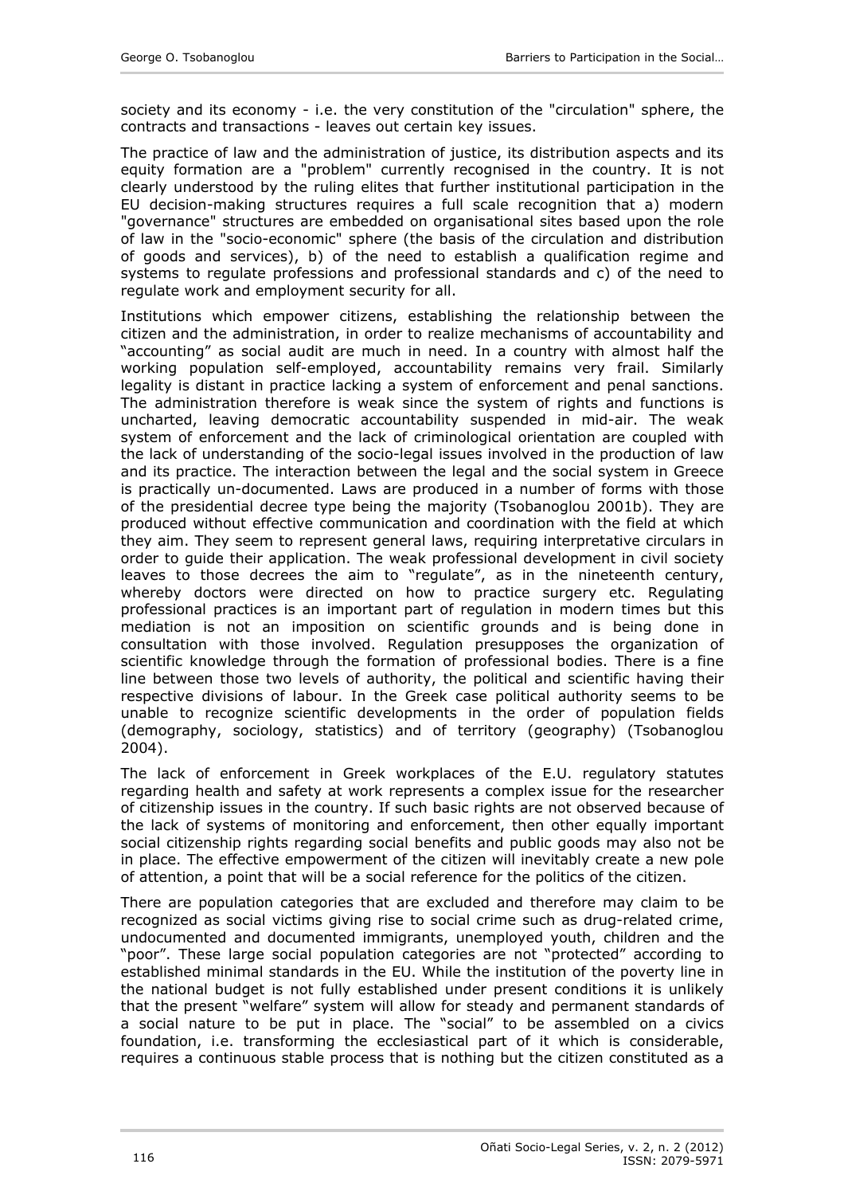society and its economy - i.e. the very constitution of the "circulation" sphere, the contracts and transactions - leaves out certain key issues.

The practice of law and the administration of justice, its distribution aspects and its equity formation are a "problem" currently recognised in the country. It is not clearly understood by the ruling elites that further institutional participation in the EU decision-making structures requires a full scale recognition that a) modern "governance" structures are embedded on organisational sites based upon the role of law in the "socio-economic" sphere (the basis of the circulation and distribution of goods and services), b) of the need to establish a qualification regime and systems to regulate professions and professional standards and c) of the need to regulate work and employment security for all.

Institutions which empower citizens, establishing the relationship between the citizen and the administration, in order to realize mechanisms of accountability and "accounting" as social audit are much in need. In a country with almost half the working population self-employed, accountability remains very frail. Similarly legality is distant in practice lacking a system of enforcement and penal sanctions. The administration therefore is weak since the system of rights and functions is uncharted, leaving democratic accountability suspended in mid-air. The weak system of enforcement and the lack of criminological orientation are coupled with the lack of understanding of the socio-legal issues involved in the production of law and its practice. The interaction between the legal and the social system in Greece is practically un-documented. Laws are produced in a number of forms with those of the presidential decree type being the majority (Tsobanoglou 2001b). They are produced without effective communication and coordination with the field at which they aim. They seem to represent general laws, requiring interpretative circulars in order to guide their application. The weak professional development in civil society leaves to those decrees the aim to "regulate", as in the nineteenth century, whereby doctors were directed on how to practice surgery etc. Regulating professional practices is an important part of regulation in modern times but this mediation is not an imposition on scientific grounds and is being done in consultation with those involved. Regulation presupposes the organization of scientific knowledge through the formation of professional bodies. There is a fine line between those two levels of authority, the political and scientific having their respective divisions of labour. In the Greek case political authority seems to be unable to recognize scientific developments in the order of population fields (demography, sociology, statistics) and of territory (geography) (Tsobanoglou 2004).

The lack of enforcement in Greek workplaces of the E.U. regulatory statutes regarding health and safety at work represents a complex issue for the researcher of citizenship issues in the country. If such basic rights are not observed because of the lack of systems of monitoring and enforcement, then other equally important social citizenship rights regarding social benefits and public goods may also not be in place. The effective empowerment of the citizen will inevitably create a new pole of attention, a point that will be a social reference for the politics of the citizen.

There are population categories that are excluded and therefore may claim to be recognized as social victims giving rise to social crime such as drug-related crime, undocumented and documented immigrants, unemployed youth, children and the "poor". These large social population categories are not "protected" according to established minimal standards in the EU. While the institution of the poverty line in the national budget is not fully established under present conditions it is unlikely that the present "welfare" system will allow for steady and permanent standards of a social nature to be put in place. The "social" to be assembled on a civics foundation, i.e. transforming the ecclesiastical part of it which is considerable, requires a continuous stable process that is nothing but the citizen constituted as a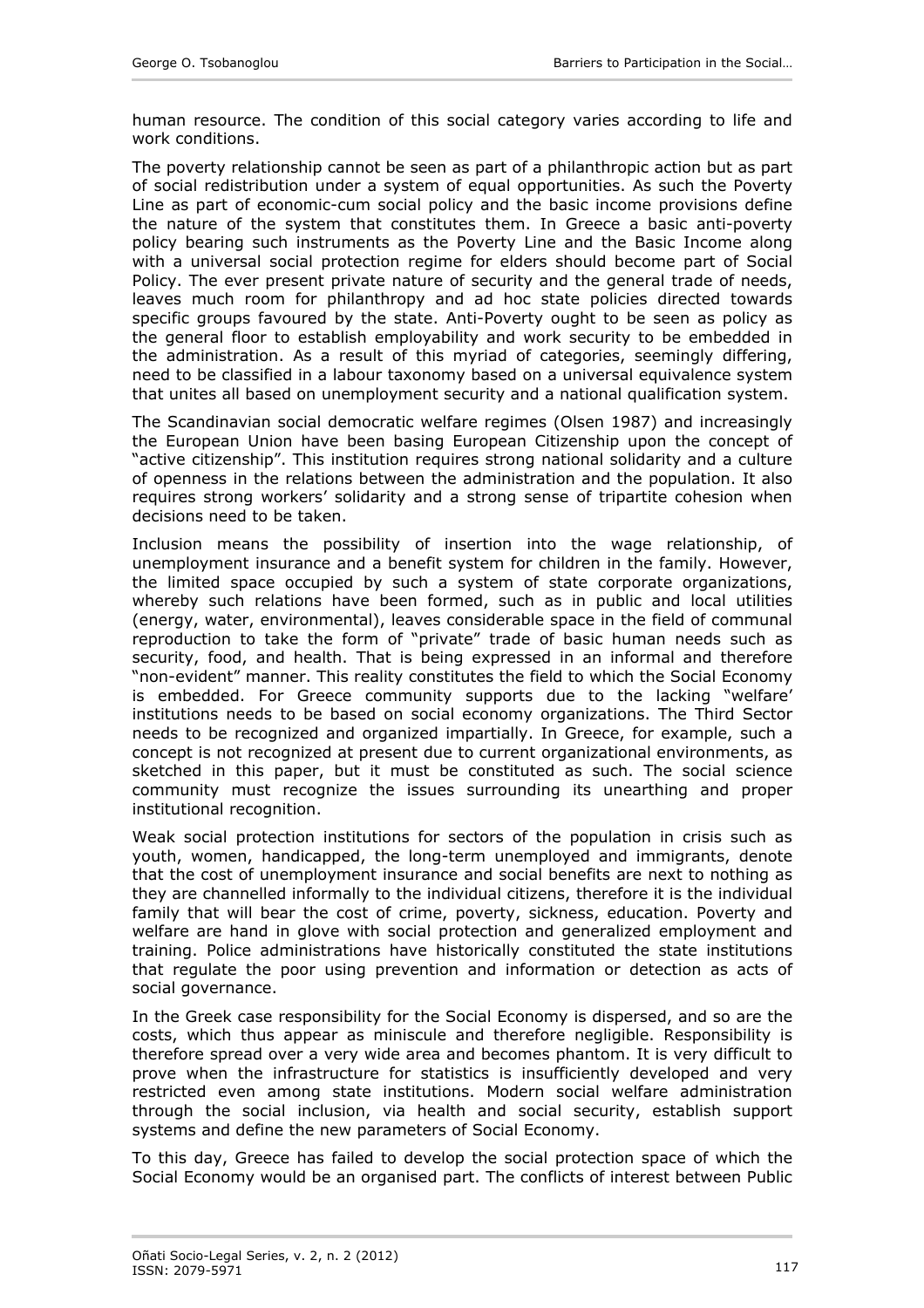human resource. The condition of this social category varies according to life and work conditions.

The poverty relationship cannot be seen as part of a philanthropic action but as part of social redistribution under a system of equal opportunities. As such the Poverty Line as part of economic-cum social policy and the basic income provisions define the nature of the system that constitutes them. In Greece a basic anti-poverty policy bearing such instruments as the Poverty Line and the Basic Income along with a universal social protection regime for elders should become part of Social Policy. The ever present private nature of security and the general trade of needs, leaves much room for philanthropy and ad hoc state policies directed towards specific groups favoured by the state. Anti-Poverty ought to be seen as policy as the general floor to establish employability and work security to be embedded in the administration. As a result of this myriad of categories, seemingly differing, need to be classified in a labour taxonomy based on a universal equivalence system that unites all based on unemployment security and a national qualification system.

The Scandinavian social democratic welfare regimes (Olsen 1987) and increasingly the European Union have been basing European Citizenship upon the concept of "active citizenship". This institution requires strong national solidarity and a culture of openness in the relations between the administration and the population. It also requires strong workers' solidarity and a strong sense of tripartite cohesion when decisions need to be taken.

Inclusion means the possibility of insertion into the wage relationship, of unemployment insurance and a benefit system for children in the family. However, the limited space occupied by such a system of state corporate organizations, whereby such relations have been formed, such as in public and local utilities (energy, water, environmental), leaves considerable space in the field of communal reproduction to take the form of "private" trade of basic human needs such as security, food, and health. That is being expressed in an informal and therefore "non-evident" manner. This reality constitutes the field to which the Social Economy is embedded. For Greece community supports due to the lacking "welfare' institutions needs to be based on social economy organizations. The Third Sector needs to be recognized and organized impartially. In Greece, for example, such a concept is not recognized at present due to current organizational environments, as sketched in this paper, but it must be constituted as such. The social science community must recognize the issues surrounding its unearthing and proper institutional recognition.

Weak social protection institutions for sectors of the population in crisis such as youth, women, handicapped, the long-term unemployed and immigrants, denote that the cost of unemployment insurance and social benefits are next to nothing as they are channelled informally to the individual citizens, therefore it is the individual family that will bear the cost of crime, poverty, sickness, education. Poverty and welfare are hand in glove with social protection and generalized employment and training. Police administrations have historically constituted the state institutions that regulate the poor using prevention and information or detection as acts of social governance.

In the Greek case responsibility for the Social Economy is dispersed, and so are the costs, which thus appear as miniscule and therefore negligible. Responsibility is therefore spread over a very wide area and becomes phantom. It is very difficult to prove when the infrastructure for statistics is insufficiently developed and very restricted even among state institutions. Modern social welfare administration through the social inclusion, via health and social security, establish support systems and define the new parameters of Social Economy.

To this day, Greece has failed to develop the social protection space of which the Social Economy would be an organised part. The conflicts of interest between Public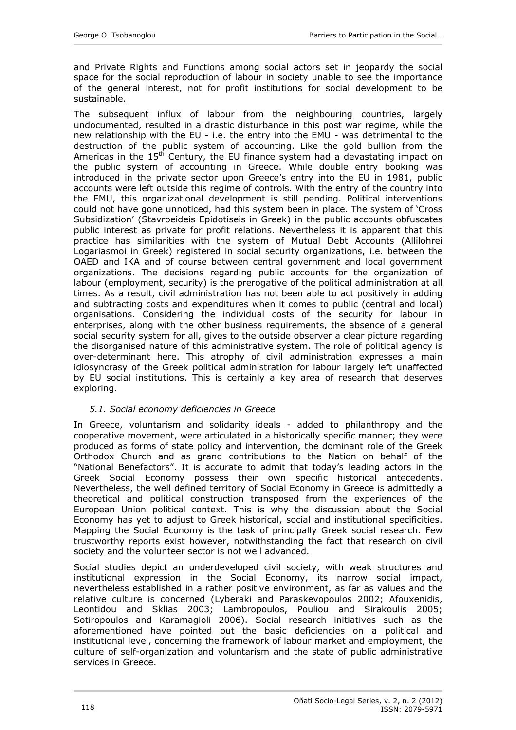and Private Rights and Functions among social actors set in jeopardy the social space for the social reproduction of labour in society unable to see the importance of the general interest, not for profit institutions for social development to be sustainable.

The subsequent influx of labour from the neighbouring countries, largely undocumented, resulted in a drastic disturbance in this post war regime, while the new relationship with the EU - i.e. the entry into the EMU - was detrimental to the destruction of the public system of accounting. Like the gold bullion from the Americas in the 15th Century, the EU finance system had a devastating impact on the public system of accounting in Greece. While double entry booking was introduced in the private sector upon Greece's entry into the EU in 1981, public accounts were left outside this regime of controls. With the entry of the country into the EMU, this organizational development is still pending. Political interventions could not have gone unnoticed, had this system been in place. The system of 'Cross Subsidization' (Stavroeideis Epidotiseis in Greek) in the public accounts obfuscates public interest as private for profit relations. Nevertheless it is apparent that this practice has similarities with the system of Mutual Debt Accounts (Allilohrei Logariasmoi in Greek) registered in social security organizations, i.e. between the OAED and IKA and of course between central government and local government organizations. The decisions regarding public accounts for the organization of labour (employment, security) is the prerogative of the political administration at all times. As a result, civil administration has not been able to act positively in adding and subtracting costs and expenditures when it comes to public (central and local) organisations. Considering the individual costs of the security for labour in enterprises, along with the other business requirements, the absence of a general social security system for all, gives to the outside observer a clear picture regarding the disorganised nature of this administrative system. The role of political agency is over-determinant here. This atrophy of civil administration expresses a main idiosyncrasy of the Greek political administration for labour largely left unaffected by EU social institutions. This is certainly a key area of research that deserves exploring.

### *5.1. Social economy deficiencies in Greece*

In Greece, voluntarism and solidarity ideals - added to philanthropy and the cooperative movement, were articulated in a historically specific manner; they were produced as forms of state policy and intervention, the dominant role of the Greek Orthodox Church and as grand contributions to the Nation on behalf of the "National Benefactors". It is accurate to admit that today's leading actors in the Greek Social Economy possess their own specific historical antecedents. Nevertheless, the well defined territory of Social Economy in Greece is admittedly a theoretical and political construction transposed from the experiences of the European Union political context. This is why the discussion about the Social Economy has yet to adjust to Greek historical, social and institutional specificities. Mapping the Social Economy is the task of principally Greek social research. Few trustworthy reports exist however, notwithstanding the fact that research on civil society and the volunteer sector is not well advanced.

Social studies depict an underdeveloped civil society, with weak structures and institutional expression in the Social Economy, its narrow social impact, nevertheless established in a rather positive environment, as far as values and the relative culture is concerned (Lyberaki and Paraskevopoulos 2002; Afouxenidis, Leontidou and Sklias 2003; Lambropoulos, Pouliou and Sirakoulis 2005; Sotiropoulos and Karamagioli 2006). Social research initiatives such as the aforementioned have pointed out the basic deficiencies on a political and institutional level, concerning the framework of labour market and employment, the culture of self-organization and voluntarism and the state of public administrative services in Greece.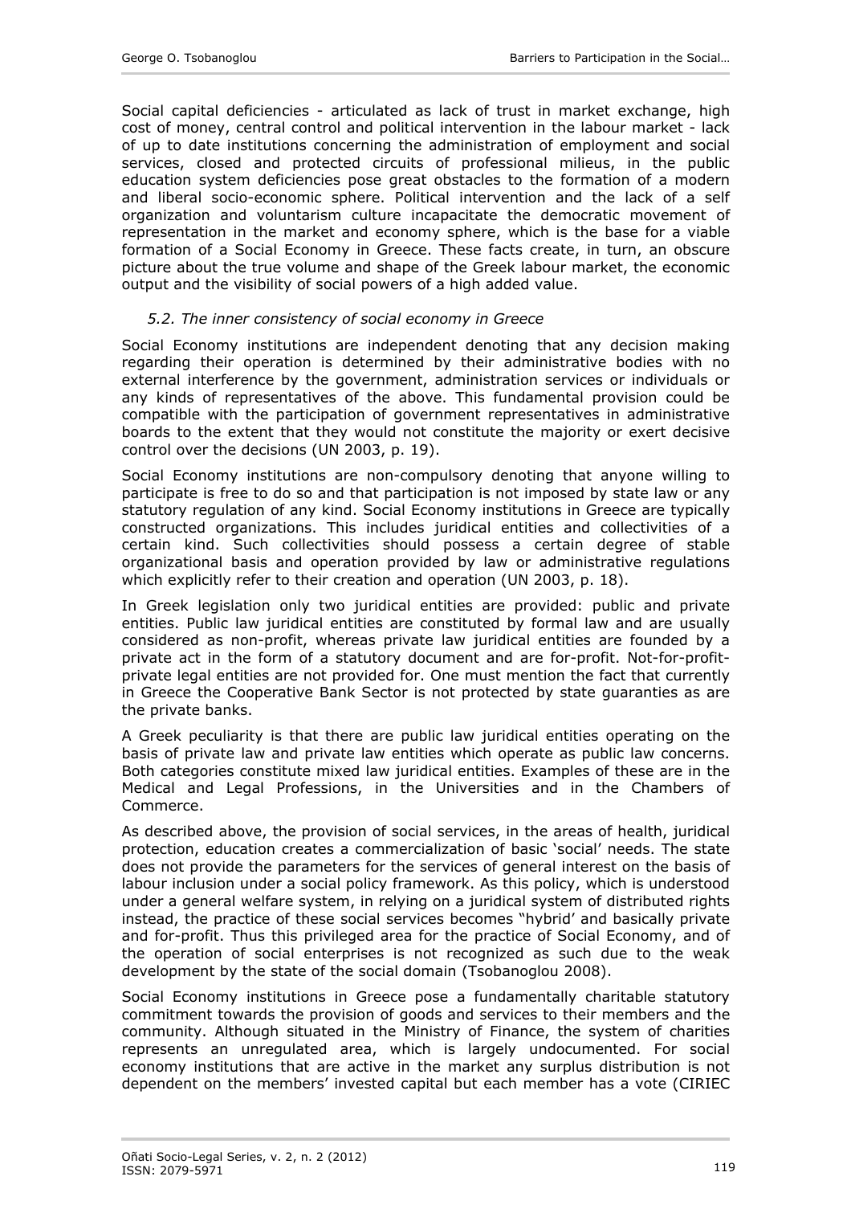Social capital deficiencies - articulated as lack of trust in market exchange, high cost of money, central control and political intervention in the labour market - lack of up to date institutions concerning the administration of employment and social services, closed and protected circuits of professional milieus, in the public education system deficiencies pose great obstacles to the formation of a modern and liberal socio-economic sphere. Political intervention and the lack of a self organization and voluntarism culture incapacitate the democratic movement of representation in the market and economy sphere, which is the base for a viable formation of a Social Economy in Greece. These facts create, in turn, an obscure picture about the true volume and shape of the Greek labour market, the economic output and the visibility of social powers of a high added value.

### *5.2. The inner consistency of social economy in Greece*

Social Economy institutions are independent denoting that any decision making regarding their operation is determined by their administrative bodies with no external interference by the government, administration services or individuals or any kinds of representatives of the above. This fundamental provision could be compatible with the participation of government representatives in administrative boards to the extent that they would not constitute the majority or exert decisive control over the decisions (UN 2003, p. 19).

Social Economy institutions are non-compulsory denoting that anyone willing to participate is free to do so and that participation is not imposed by state law or any statutory regulation of any kind. Social Economy institutions in Greece are typically constructed organizations. This includes juridical entities and collectivities of a certain kind. Such collectivities should possess a certain degree of stable organizational basis and operation provided by law or administrative regulations which explicitly refer to their creation and operation (UN 2003, p. 18).

In Greek legislation only two juridical entities are provided: public and private entities. Public law juridical entities are constituted by formal law and are usually considered as non-profit, whereas private law juridical entities are founded by a private act in the form of a statutory document and are for-profit. Not-for-profit-private legal entities are not provided for. One must mention the fact that currently in Greece the Cooperative Bank Sector is not protected by state guaranties as are the private banks.

A Greek peculiarity is that there are public law juridical entities operating on the basis of private law and private law entities which operate as public law concerns. Both categories constitute mixed law juridical entities. Examples of these are in the Medical and Legal Professions, in the Universities and in the Chambers of Commerce.

As described above, the provision of social services, in the areas of health, juridical protection, education creates a commercialization of basic 'social' needs. The state does not provide the parameters for the services of general interest on the basis of labour inclusion under a social policy framework. As this policy, which is understood under a general welfare system, in relying on a juridical system of distributed rights instead, the practice of these social services becomes "hybrid' and basically private and for-profit. Thus this privileged area for the practice of Social Economy, and of the operation of social enterprises is not recognized as such due to the weak development by the state of the social domain (Tsobanoglou 2008).

Social Economy institutions in Greece pose a fundamentally charitable statutory commitment towards the provision of goods and services to their members and the community. Although situated in the Ministry of Finance, the system of charities represents an unregulated area, which is largely undocumented. For social economy institutions that are active in the market any surplus distribution is not dependent on the members' invested capital but each member has a vote (CIRIEC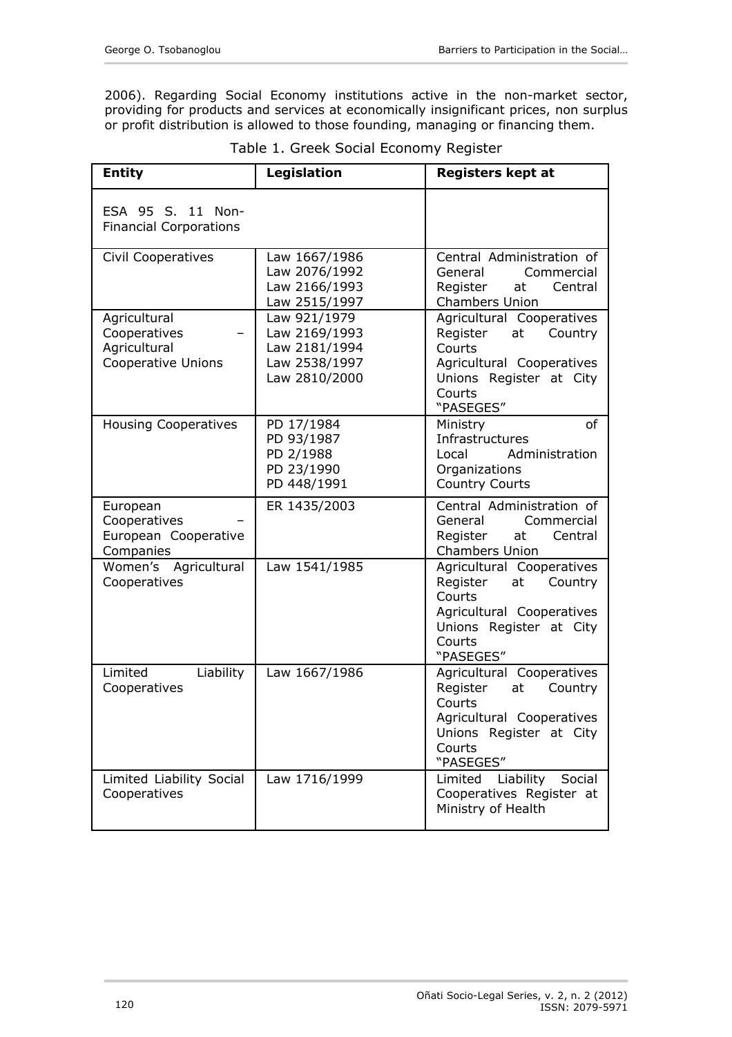2006). Regarding Social Economy institutions active in the non-market sector, providing for products and services at economically insignificant prices, non surplus or profit distribution is allowed to those founding, managing or financing them.

Table 1. Greek Social Economy Register

| **Entity** | **Legislation** | **Registers kept at** |
|---|---|---|
| ESA 95 S. 11 Non-Financial Corporations | | |
| Civil Cooperatives | Law 1667/1986<br>Law 2076/1992<br>Law 2166/1993<br>Law 2515/1997 | Central Administration of General Commercial Register at Central Chambers Union |
| Agricultural Cooperatives – Agricultural Cooperative Unions | Law 921/1979<br>Law 2169/1993<br>Law 2181/1994<br>Law 2538/1997<br>Law 2810/2000 | Agricultural Cooperatives Register at Country Courts<br>Agricultural Cooperatives Unions Register at City Courts<br>"PASEGES" |
| Housing Cooperatives | PD 17/1984<br>PD 93/1987<br>PD 2/1988<br>PD 23/1990<br>PD 448/1991 | Ministry of Infrastructures<br>Local Administration Organizations<br>Country Courts |
| European Cooperatives – European Cooperative Companies | ER 1435/2003 | Central Administration of General Commercial Register at Central Chambers Union |
| Women's Agricultural Cooperatives | Law 1541/1985 | Agricultural Cooperatives Register at Country Courts<br>Agricultural Cooperatives Unions Register at City Courts<br>"PASEGES" |
| Limited Liability Cooperatives | Law 1667/1986 | Agricultural Cooperatives Register at Country Courts<br>Agricultural Cooperatives Unions Register at City Courts<br>"PASEGES" |
| Limited Liability Social Cooperatives | Law 1716/1999 | Limited Liability Social Cooperatives Register at Ministry of Health |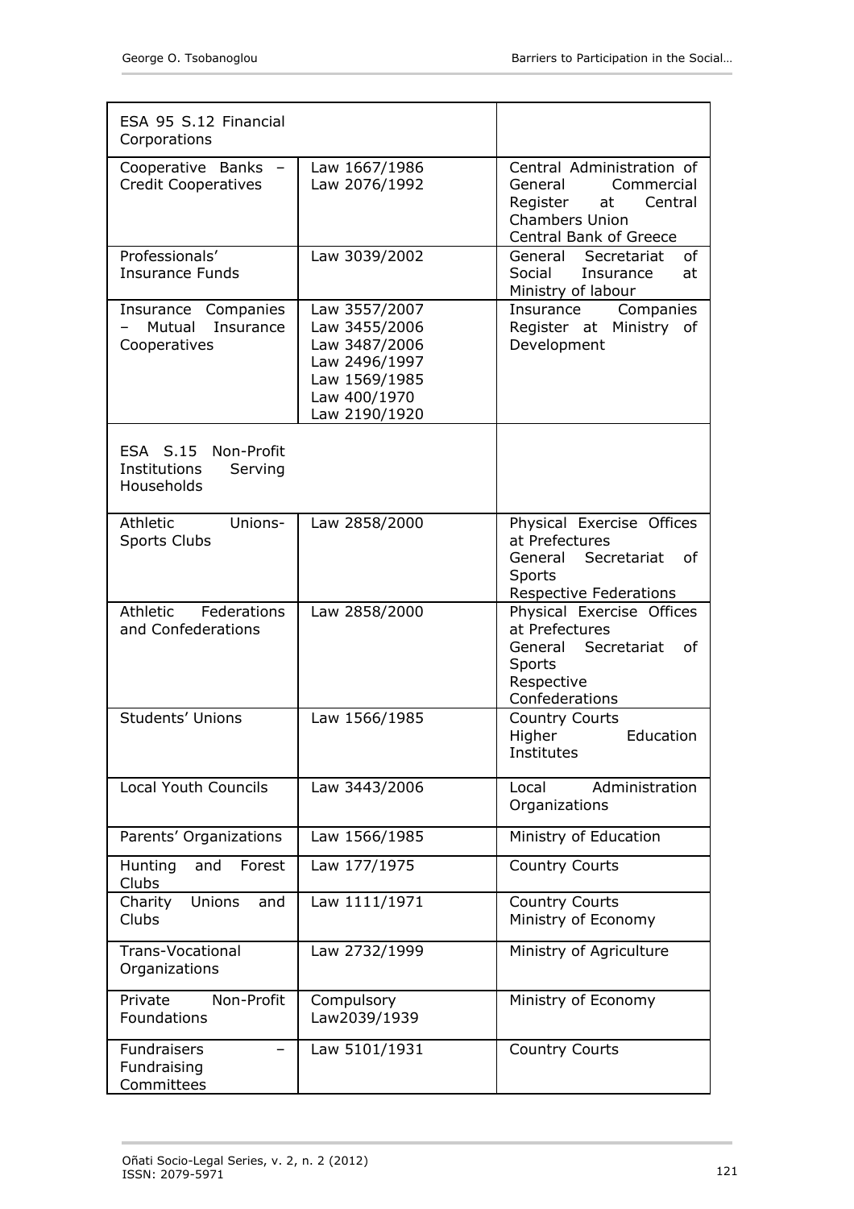| ESA 95 S.12 Financial Corporations | | |
|---|---|---|
| Cooperative Banks – Credit Cooperatives | Law 1667/1986<br>Law 2076/1992 | Central Administration of General Commercial Register at Central Chambers Union<br>Central Bank of Greece |
| Professionals' Insurance Funds | Law 3039/2002 | General Secretariat of Social Insurance at Ministry of labour |
| Insurance Companies – Mutual Insurance Cooperatives | Law 3557/2007<br>Law 3455/2006<br>Law 3487/2006<br>Law 2496/1997<br>Law 1569/1985<br>Law 400/1970<br>Law 2190/1920 | Insurance Companies Register at Ministry of Development |
| ESA S.15 Non-Profit Institutions Serving Households | | |
| Athletic Unions-Sports Clubs | Law 2858/2000 | Physical Exercise Offices at Prefectures<br>General Secretariat of Sports<br>Respective Federations |
| Athletic Federations and Confederations | Law 2858/2000 | Physical Exercise Offices at Prefectures<br>General Secretariat of Sports<br>Respective Confederations |
| Students' Unions | Law 1566/1985 | Country Courts<br>Higher Education Institutes |
| Local Youth Councils | Law 3443/2006 | Local Administration Organizations |
| Parents' Organizations | Law 1566/1985 | Ministry of Education |
| Hunting and Forest Clubs | Law 177/1975 | Country Courts |
| Charity Unions and Clubs | Law 1111/1971 | Country Courts<br>Ministry of Economy |
| Trans-Vocational Organizations | Law 2732/1999 | Ministry of Agriculture |
| Private Non-Profit Foundations | Compulsory Law2039/1939 | Ministry of Economy |
| Fundraisers – Fundraising Committees | Law 5101/1931 | Country Courts |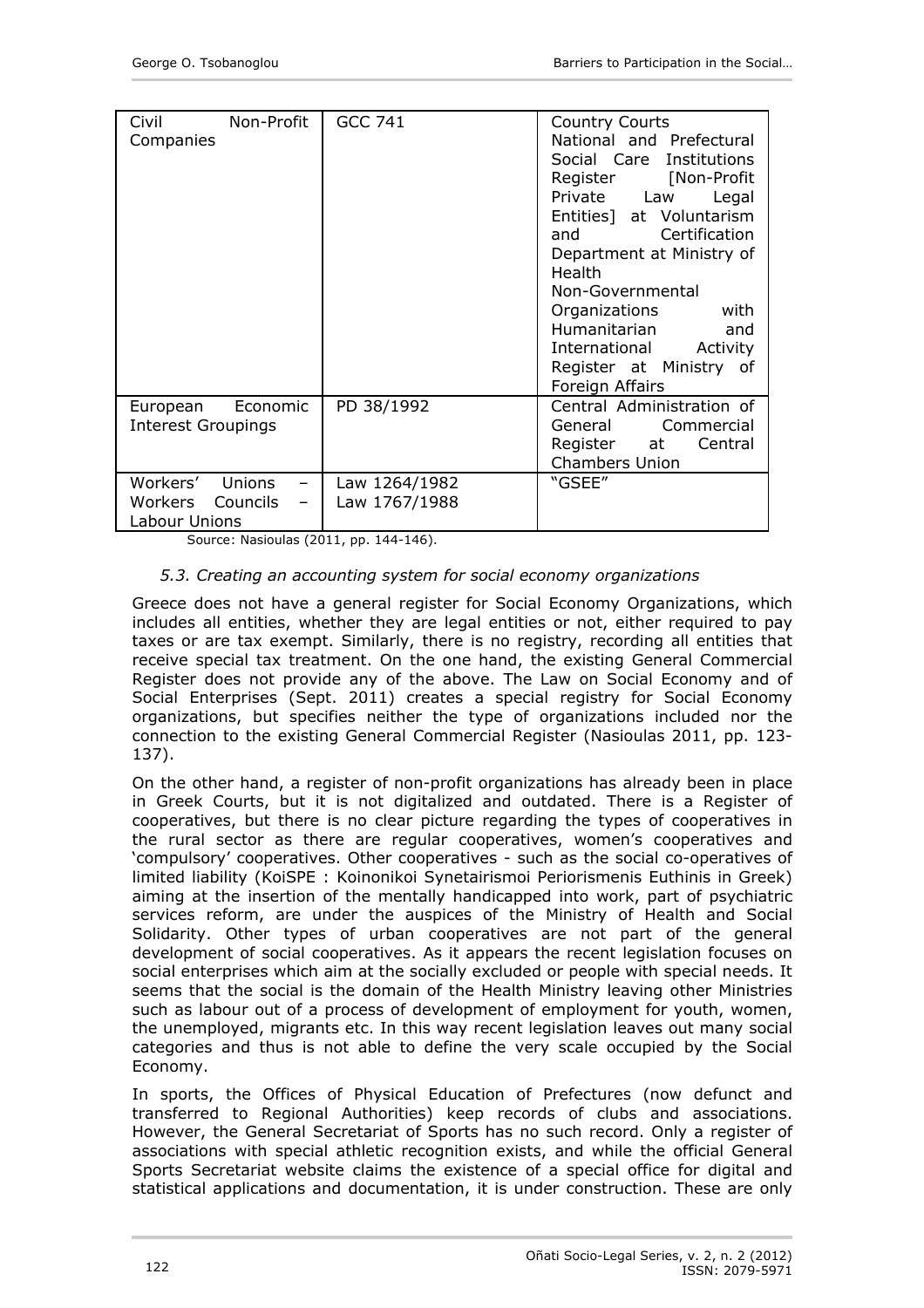| Civil Non-Profit Companies | GCC 741 | Country Courts<br>National and Prefectural Social Care Institutions Register [Non-Profit Private Law Legal Entities] at Voluntarism and Certification Department at Ministry of Health<br>Non-Governmental Organizations with Humanitarian and International Activity Register at Ministry of Foreign Affairs |
|---|---|---|
| European Economic Interest Groupings | PD 38/1992 | Central Administration of General Commercial Register at Central Chambers Union |
| Workers' Unions – Workers Councils – Labour Unions | Law 1264/1982<br>Law 1767/1988 | "GSEE" |

Source: Nasioulas (2011, pp. 144-146).

### *5.3. Creating an accounting system for social economy organizations*

Greece does not have a general register for Social Economy Organizations, which includes all entities, whether they are legal entities or not, either required to pay taxes or are tax exempt. Similarly, there is no registry, recording all entities that receive special tax treatment. On the one hand, the existing General Commercial Register does not provide any of the above. The Law on Social Economy and of Social Enterprises (Sept. 2011) creates a special registry for Social Economy organizations, but specifies neither the type of organizations included nor the connection to the existing General Commercial Register (Nasioulas 2011, pp. 123-137).

On the other hand, a register of non-profit organizations has already been in place in Greek Courts, but it is not digitalized and outdated. There is a Register of cooperatives, but there is no clear picture regarding the types of cooperatives in the rural sector as there are regular cooperatives, women's cooperatives and 'compulsory' cooperatives. Other cooperatives - such as the social co-operatives of limited liability (KoiSPE : Koinonikoi Synetairismoi Periorismenis Euthinis in Greek) aiming at the insertion of the mentally handicapped into work, part of psychiatric services reform, are under the auspices of the Ministry of Health and Social Solidarity. Other types of urban cooperatives are not part of the general development of social cooperatives. As it appears the recent legislation focuses on social enterprises which aim at the socially excluded or people with special needs. It seems that the social is the domain of the Health Ministry leaving other Ministries such as labour out of a process of development of employment for youth, women, the unemployed, migrants etc. In this way recent legislation leaves out many social categories and thus is not able to define the very scale occupied by the Social Economy.

In sports, the Offices of Physical Education of Prefectures (now defunct and transferred to Regional Authorities) keep records of clubs and associations. However, the General Secretariat of Sports has no such record. Only a register of associations with special athletic recognition exists, and while the official General Sports Secretariat website claims the existence of a special office for digital and statistical applications and documentation, it is under construction. These are only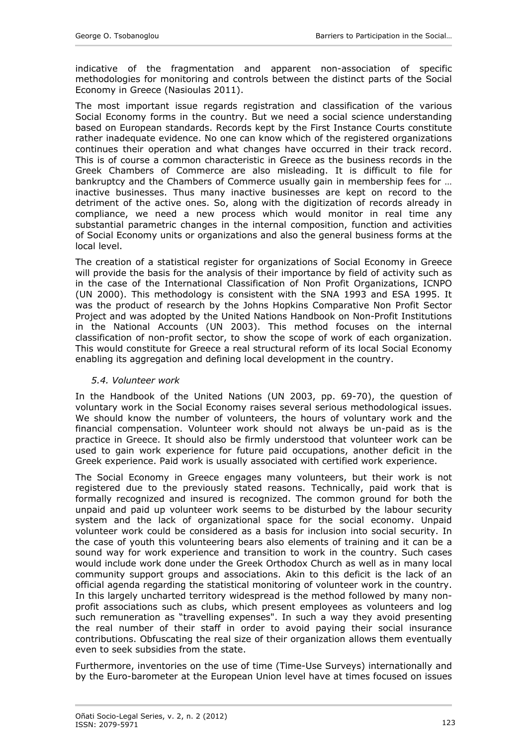indicative of the fragmentation and apparent non-association of specific methodologies for monitoring and controls between the distinct parts of the Social Economy in Greece (Nasioulas 2011).

The most important issue regards registration and classification of the various Social Economy forms in the country. But we need a social science understanding based on European standards. Records kept by the First Instance Courts constitute rather inadequate evidence. No one can know which of the registered organizations continues their operation and what changes have occurred in their track record. This is of course a common characteristic in Greece as the business records in the Greek Chambers of Commerce are also misleading. It is difficult to file for bankruptcy and the Chambers of Commerce usually gain in membership fees for … inactive businesses. Thus many inactive businesses are kept on record to the detriment of the active ones. So, along with the digitization of records already in compliance, we need a new process which would monitor in real time any substantial parametric changes in the internal composition, function and activities of Social Economy units or organizations and also the general business forms at the local level.

The creation of a statistical register for organizations of Social Economy in Greece will provide the basis for the analysis of their importance by field of activity such as in the case of the International Classification of Non Profit Organizations, ICNPO (UN 2000). This methodology is consistent with the SNA 1993 and ESA 1995. It was the product of research by the Johns Hopkins Comparative Non Profit Sector Project and was adopted by the United Nations Handbook on Non-Profit Institutions in the National Accounts (UN 2003). This method focuses on the internal classification of non-profit sector, to show the scope of work of each organization. This would constitute for Greece a real structural reform of its local Social Economy enabling its aggregation and defining local development in the country.

### *5.4. Volunteer work*

In the Handbook of the United Nations (UN 2003, pp. 69-70), the question of voluntary work in the Social Economy raises several serious methodological issues. We should know the number of volunteers, the hours of voluntary work and the financial compensation. Volunteer work should not always be un-paid as is the practice in Greece. It should also be firmly understood that volunteer work can be used to gain work experience for future paid occupations, another deficit in the Greek experience. Paid work is usually associated with certified work experience.

The Social Economy in Greece engages many volunteers, but their work is not registered due to the previously stated reasons. Technically, paid work that is formally recognized and insured is recognized. The common ground for both the unpaid and paid up volunteer work seems to be disturbed by the labour security system and the lack of organizational space for the social economy. Unpaid volunteer work could be considered as a basis for inclusion into social security. In the case of youth this volunteering bears also elements of training and it can be a sound way for work experience and transition to work in the country. Such cases would include work done under the Greek Orthodox Church as well as in many local community support groups and associations. Akin to this deficit is the lack of an official agenda regarding the statistical monitoring of volunteer work in the country. In this largely uncharted territory widespread is the method followed by many non-profit associations such as clubs, which present employees as volunteers and log such remuneration as "travelling expenses". In such a way they avoid presenting the real number of their staff in order to avoid paying their social insurance contributions. Obfuscating the real size of their organization allows them eventually even to seek subsidies from the state.

Furthermore, inventories on the use of time (Time-Use Surveys) internationally and by the Euro-barometer at the European Union level have at times focused on issues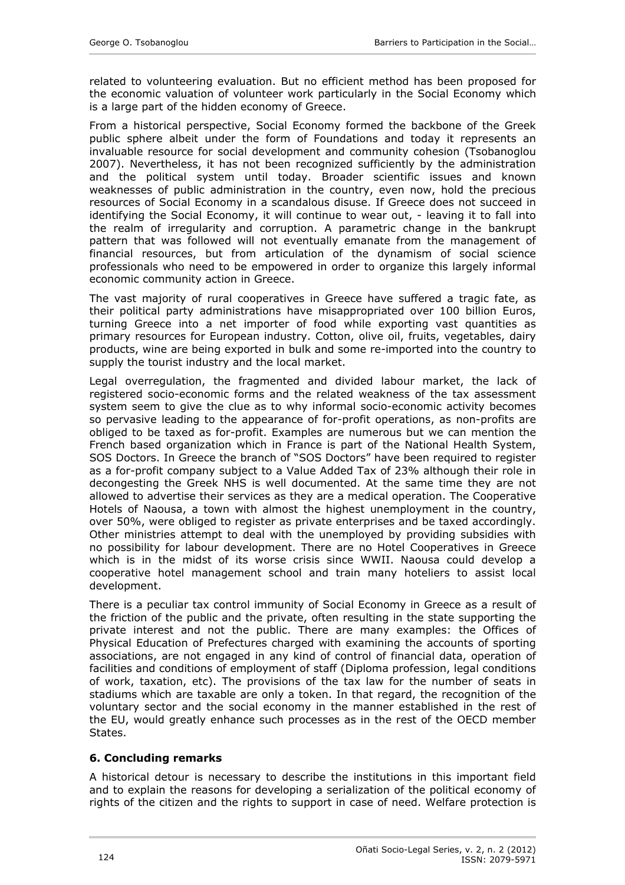related to volunteering evaluation. But no efficient method has been proposed for the economic valuation of volunteer work particularly in the Social Economy which is a large part of the hidden economy of Greece.

From a historical perspective, Social Economy formed the backbone of the Greek public sphere albeit under the form of Foundations and today it represents an invaluable resource for social development and community cohesion (Tsobanoglou 2007). Nevertheless, it has not been recognized sufficiently by the administration and the political system until today. Broader scientific issues and known weaknesses of public administration in the country, even now, hold the precious resources of Social Economy in a scandalous disuse. If Greece does not succeed in identifying the Social Economy, it will continue to wear out, - leaving it to fall into the realm of irregularity and corruption. A parametric change in the bankrupt pattern that was followed will not eventually emanate from the management of financial resources, but from articulation of the dynamism of social science professionals who need to be empowered in order to organize this largely informal economic community action in Greece.

The vast majority of rural cooperatives in Greece have suffered a tragic fate, as their political party administrations have misappropriated over 100 billion Euros, turning Greece into a net importer of food while exporting vast quantities as primary resources for European industry. Cotton, olive oil, fruits, vegetables, dairy products, wine are being exported in bulk and some re-imported into the country to supply the tourist industry and the local market.

Legal overregulation, the fragmented and divided labour market, the lack of registered socio-economic forms and the related weakness of the tax assessment system seem to give the clue as to why informal socio-economic activity becomes so pervasive leading to the appearance of for-profit operations, as non-profits are obliged to be taxed as for-profit. Examples are numerous but we can mention the French based organization which in France is part of the National Health System, SOS Doctors. In Greece the branch of "SOS Doctors" have been required to register as a for-profit company subject to a Value Added Tax of 23% although their role in decongesting the Greek NHS is well documented. At the same time they are not allowed to advertise their services as they are a medical operation. The Cooperative Hotels of Naousa, a town with almost the highest unemployment in the country, over 50%, were obliged to register as private enterprises and be taxed accordingly. Other ministries attempt to deal with the unemployed by providing subsidies with no possibility for labour development. There are no Hotel Cooperatives in Greece which is in the midst of its worse crisis since WWII. Naousa could develop a cooperative hotel management school and train many hoteliers to assist local development.

There is a peculiar tax control immunity of Social Economy in Greece as a result of the friction of the public and the private, often resulting in the state supporting the private interest and not the public. There are many examples: the Offices of Physical Education of Prefectures charged with examining the accounts of sporting associations, are not engaged in any kind of control of financial data, operation of facilities and conditions of employment of staff (Diploma profession, legal conditions of work, taxation, etc). The provisions of the tax law for the number of seats in stadiums which are taxable are only a token. In that regard, the recognition of the voluntary sector and the social economy in the manner established in the rest of the EU, would greatly enhance such processes as in the rest of the OECD member States.

## 6. Concluding remarks

A historical detour is necessary to describe the institutions in this important field and to explain the reasons for developing a serialization of the political economy of rights of the citizen and the rights to support in case of need. Welfare protection is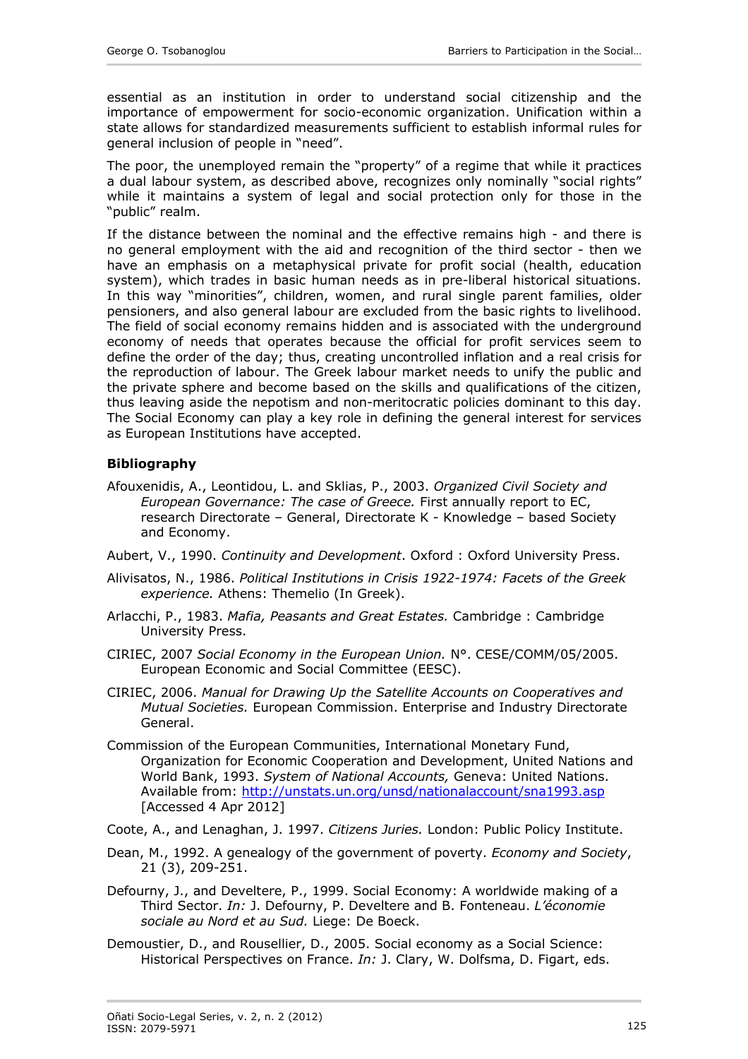essential as an institution in order to understand social citizenship and the importance of empowerment for socio-economic organization. Unification within a state allows for standardized measurements sufficient to establish informal rules for general inclusion of people in "need".

The poor, the unemployed remain the "property" of a regime that while it practices a dual labour system, as described above, recognizes only nominally "social rights" while it maintains a system of legal and social protection only for those in the "public" realm.

If the distance between the nominal and the effective remains high - and there is no general employment with the aid and recognition of the third sector - then we have an emphasis on a metaphysical private for profit social (health, education system), which trades in basic human needs as in pre-liberal historical situations. In this way "minorities", children, women, and rural single parent families, older pensioners, and also general labour are excluded from the basic rights to livelihood. The field of social economy remains hidden and is associated with the underground economy of needs that operates because the official for profit services seem to define the order of the day; thus, creating uncontrolled inflation and a real crisis for the reproduction of labour. The Greek labour market needs to unify the public and the private sphere and become based on the skills and qualifications of the citizen, thus leaving aside the nepotism and non-meritocratic policies dominant to this day. The Social Economy can play a key role in defining the general interest for services as European Institutions have accepted.

## Bibliography

Afouxenidis, A., Leontidou, L. and Sklias, P., 2003. *Organized Civil Society and European Governance: The case of Greece.* First annually report to EC, research Directorate – General, Directorate K - Knowledge – based Society and Economy.

Aubert, V., 1990. *Continuity and Development*. Oxford : Oxford University Press.

Alivisatos, N., 1986. *Political Institutions in Crisis 1922-1974: Facets of the Greek experience.* Athens: Themelio (In Greek).

Arlacchi, P., 1983. *Mafia, Peasants and Great Estates.* Cambridge : Cambridge University Press.

CIRIEC, 2007 *Social Economy in the European Union.* N°. CESE/COMM/05/2005. European Economic and Social Committee (EESC).

CIRIEC, 2006. *Manual for Drawing Up the Satellite Accounts on Cooperatives and Mutual Societies.* European Commission. Enterprise and Industry Directorate General.

Commission of the European Communities, International Monetary Fund, Organization for Economic Cooperation and Development, United Nations and World Bank, 1993. *System of National Accounts,* Geneva: United Nations. Available from: http://unstats.un.org/unsd/nationalaccount/sna1993.asp [Accessed 4 Apr 2012]

Coote, A., and Lenaghan, J. 1997. *Citizens Juries.* London: Public Policy Institute.

Dean, M., 1992. A genealogy of the government of poverty. *Economy and Society*, 21 (3), 209-251.

Defourny, J., and Develtere, P., 1999. Social Economy: A worldwide making of a Third Sector. *In:* J. Defourny, P. Develtere and B. Fonteneau. *L'économie sociale au Nord et au Sud.* Liege: De Boeck.

Demoustier, D., and Rousellier, D., 2005. Social economy as a Social Science: Historical Perspectives on France. *In:* J. Clary, W. Dolfsma, D. Figart, eds.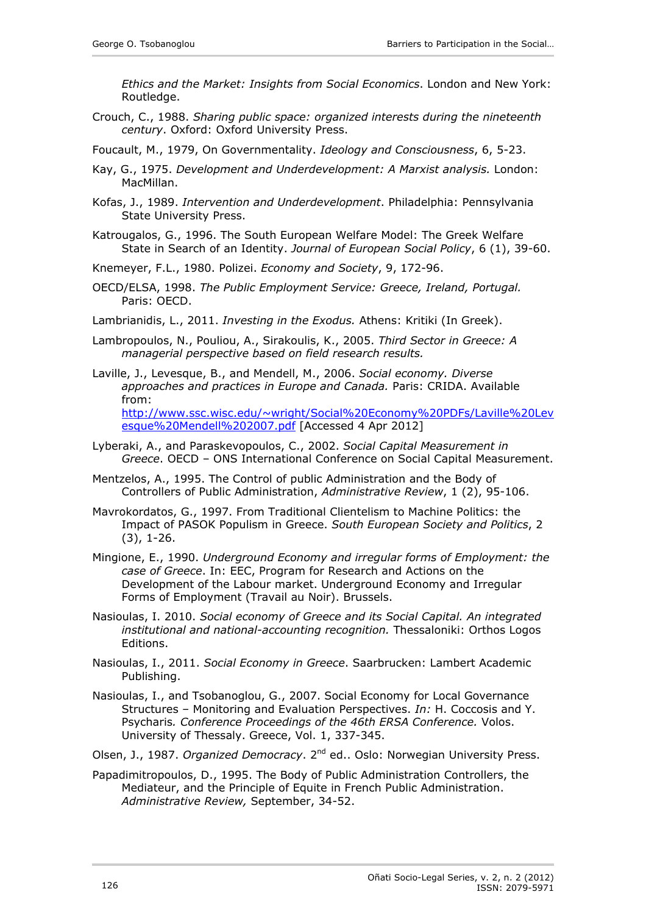*Ethics and the Market: Insights from Social Economics*. London and New York: Routledge.

Crouch, C., 1988. *Sharing public space: organized interests during the nineteenth century*. Oxford: Oxford University Press.

Foucault, M., 1979, On Governmentality. *Ideology and Consciousness*, 6, 5-23.

Kay, G., 1975. *Development and Underdevelopment: A Marxist analysis.* London: MacMillan.

Kofas, J., 1989. *Intervention and Underdevelopment*. Philadelphia: Pennsylvania State University Press.

Katrougalos, G., 1996. The South European Welfare Model: The Greek Welfare State in Search of an Identity. *Journal of European Social Policy*, 6 (1), 39-60.

Knemeyer, F.L., 1980. Polizei. *Economy and Society*, 9, 172-96.

OECD/ELSA, 1998. *The Public Employment Service: Greece, Ireland, Portugal.* Paris: OECD.

Lambrianidis, L., 2011. *Investing in the Exodus.* Athens: Kritiki (In Greek).

Lambropoulos, N., Pouliou, A., Sirakoulis, K., 2005. *Third Sector in Greece: A managerial perspective based on field research results.*

Laville, J., Levesque, B., and Mendell, M., 2006. *Social economy. Diverse approaches and practices in Europe and Canada.* Paris: CRIDA. Available from: [http://www.ssc.wisc.edu/~wright/Social%20Economy%20PDFs/Laville%20Levesque%20Mendell%202007.pdf](http://www.ssc.wisc.edu/~wright/Social%20Economy%20PDFs/Laville%20Levesque%20Mendell%202007.pdf) [Accessed 4 Apr 2012]

Lyberaki, A., and Paraskevopoulos, C., 2002. *Social Capital Measurement in Greece*. OECD – ONS International Conference on Social Capital Measurement.

Mentzelos, A., 1995. The Control of public Administration and the Body of Controllers of Public Administration, *Administrative Review*, 1 (2), 95-106.

Mavrokordatos, G., 1997. From Traditional Clientelism to Machine Politics: the Impact of PASOK Populism in Greece. *South European Society and Politics*, 2 (3), 1-26.

Mingione, E., 1990. *Underground Economy and irregular forms of Employment: the case of Greece*. In: EEC, Program for Research and Actions on the Development of the Labour market. Underground Economy and Irregular Forms of Employment (Travail au Noir). Brussels.

Nasioulas, I. 2010. *Social economy of Greece and its Social Capital. An integrated institutional and national-accounting recognition.* Thessaloniki: Orthos Logos Editions.

Nasioulas, I., 2011. *Social Economy in Greece*. Saarbrucken: Lambert Academic Publishing.

Nasioulas, I., and Tsobanoglou, G., 2007. Social Economy for Local Governance Structures – Monitoring and Evaluation Perspectives. *In:* H. Coccosis and Y. Psycharis*. Conference Proceedings of the 46th ERSA Conference.* Volos. University of Thessaly. Greece, Vol. 1, 337-345.

Olsen, J., 1987. *Organized Democracy*. 2nd ed.. Oslo: Norwegian University Press.

Papadimitropoulos, D., 1995. The Body of Public Administration Controllers, the Mediateur, and the Principle of Equite in French Public Administration. *Administrative Review,* September, 34-52.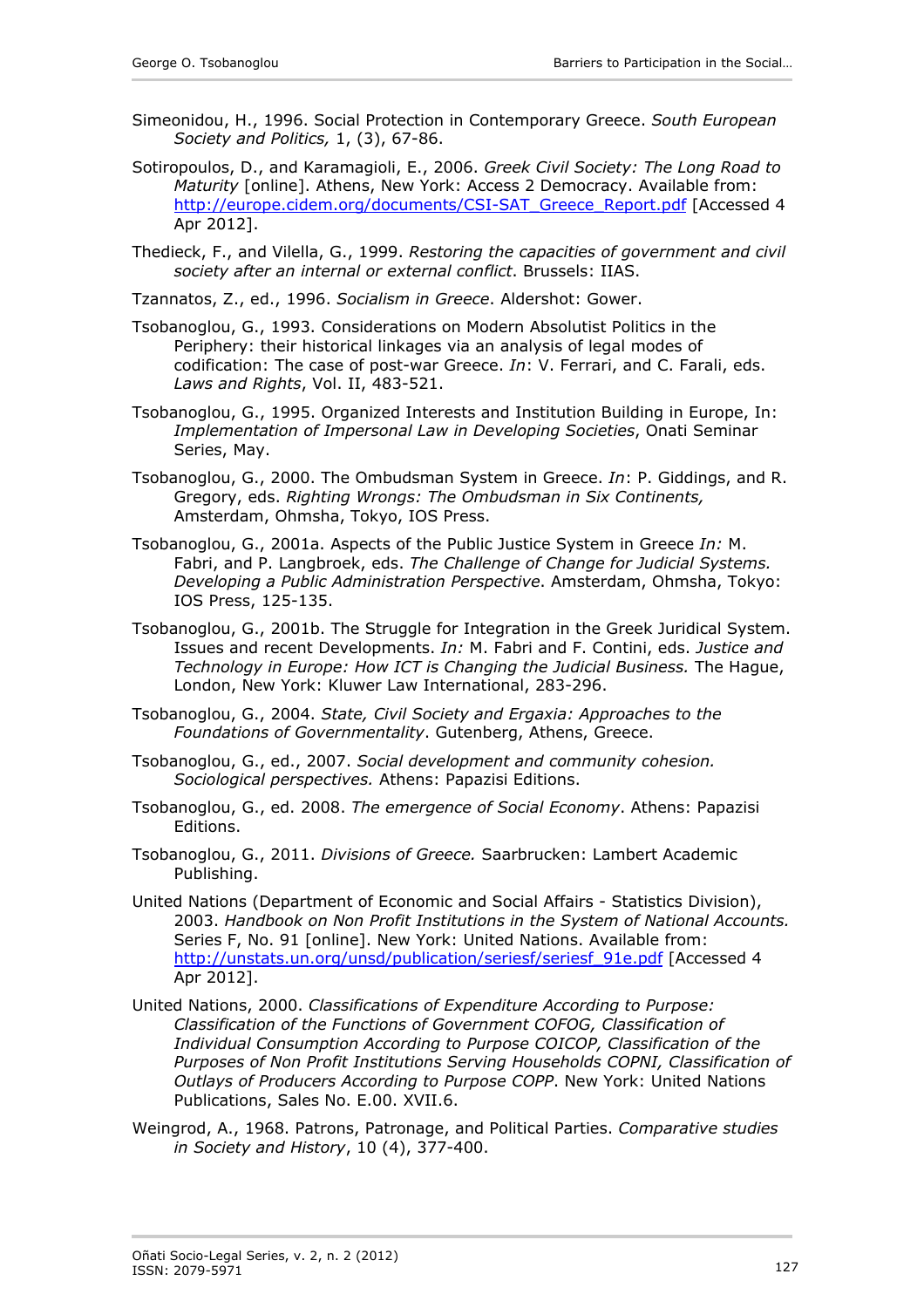Simeonidou, H., 1996. Social Protection in Contemporary Greece. *South European Society and Politics,* 1, (3), 67-86.

Sotiropoulos, D., and Karamagioli, E., 2006. *Greek Civil Society: The Long Road to Maturity* [online]. Athens, New York: Access 2 Democracy. Available from: http://europe.cidem.org/documents/CSI-SAT_Greece_Report.pdf [Accessed 4 Apr 2012].

Thedieck, F., and Vilella, G., 1999. *Restoring the capacities of government and civil society after an internal or external conflict*. Brussels: IIAS.

Tzannatos, Z., ed., 1996. *Socialism in Greece*. Aldershot: Gower.

Tsobanoglou, G., 1993. Considerations on Modern Absolutist Politics in the Periphery: their historical linkages via an analysis of legal modes of codification: The case of post-war Greece. *In*: V. Ferrari, and C. Farali, eds. *Laws and Rights*, Vol. II, 483-521.

Tsobanoglou, G., 1995. Organized Interests and Institution Building in Europe, In: *Implementation of Impersonal Law in Developing Societies*, Onati Seminar Series, May.

Tsobanoglou, G., 2000. The Ombudsman System in Greece. *In*: P. Giddings, and R. Gregory, eds. *Righting Wrongs: The Ombudsman in Six Continents,* Amsterdam, Ohmsha, Tokyo, IOS Press.

Tsobanoglou, G., 2001a. Aspects of the Public Justice System in Greece *In:* M. Fabri, and P. Langbroek, eds. *The Challenge of Change for Judicial Systems. Developing a Public Administration Perspective*. Amsterdam, Ohmsha, Tokyo: IOS Press, 125-135.

Tsobanoglou, G., 2001b. The Struggle for Integration in the Greek Juridical System. Issues and recent Developments. *In:* M. Fabri and F. Contini, eds. *Justice and Technology in Europe: How ICT is Changing the Judicial Business.* The Hague, London, New York: Kluwer Law International, 283-296.

Tsobanoglou, G., 2004. *State, Civil Society and Ergaxia: Approaches to the Foundations of Governmentality*. Gutenberg, Athens, Greece.

Tsobanoglou, G., ed., 2007. *Social development and community cohesion. Sociological perspectives.* Athens: Papazisi Editions.

Tsobanoglou, G., ed. 2008. *The emergence of Social Economy*. Athens: Papazisi Editions.

Tsobanoglou, G., 2011. *Divisions of Greece.* Saarbrucken: Lambert Academic Publishing.

United Nations (Department of Economic and Social Affairs - Statistics Division), 2003. *Handbook on Non Profit Institutions in the System of National Accounts.* Series F, No. 91 [online]. New York: United Nations. Available from: http://unstats.un.org/unsd/publication/seriesf/seriesf_91e.pdf [Accessed 4 Apr 2012].

United Nations, 2000. *Classifications of Expenditure According to Purpose: Classification of the Functions of Government COFOG, Classification of Individual Consumption According to Purpose COICOP, Classification of the Purposes of Non Profit Institutions Serving Households COPNI, Classification of Outlays of Producers According to Purpose COPP*. New York: United Nations Publications, Sales No. E.00. XVII.6.

Weingrod, A., 1968. Patrons, Patronage, and Political Parties. *Comparative studies in Society and History*, 10 (4), 377-400.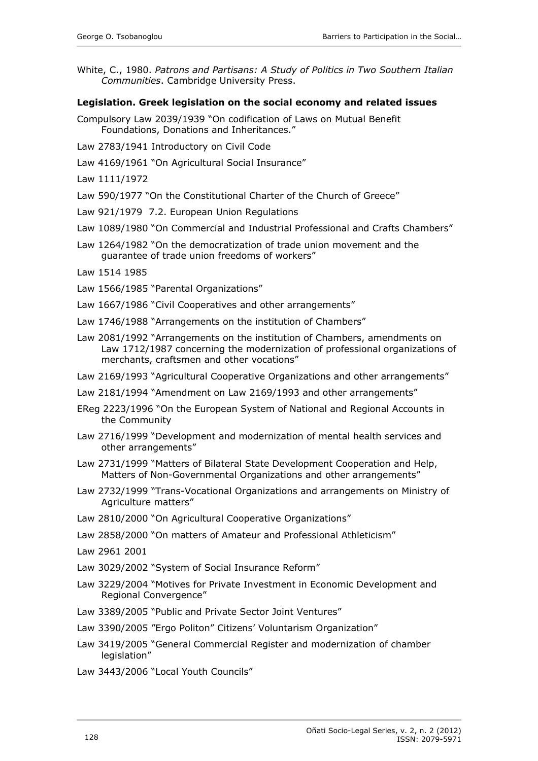White, C., 1980. *Patrons and Partisans: A Study of Politics in Two Southern Italian Communities*. Cambridge University Press.

**Legislation. Greek legislation on the social economy and related issues**

Compulsory Law 2039/1939 "On codification of Laws on Mutual Benefit Foundations, Donations and Inheritances."

Law 2783/1941 Introductory on Civil Code

Law 4169/1961 "On Agricultural Social Insurance"

Law 1111/1972

Law 590/1977 "On the Constitutional Charter of the Church of Greece"

Law 921/1979 7.2. European Union Regulations

Law 1089/1980 "On Commercial and Industrial Professional and Crafts Chambers"

Law 1264/1982 "On the democratization of trade union movement and the guarantee of trade union freedoms of workers"

Law 1514 1985

Law 1566/1985 "Parental Organizations"

Law 1667/1986 "Civil Cooperatives and other arrangements"

Law 1746/1988 "Arrangements on the institution of Chambers"

Law 2081/1992 "Arrangements on the institution of Chambers, amendments on Law 1712/1987 concerning the modernization of professional organizations of merchants, craftsmen and other vocations"

Law 2169/1993 "Agricultural Cooperative Organizations and other arrangements"

Law 2181/1994 "Amendment on Law 2169/1993 and other arrangements"

EReg 2223/1996 "On the European System of National and Regional Accounts in the Community

Law 2716/1999 "Development and modernization of mental health services and other arrangements"

Law 2731/1999 "Matters of Bilateral State Development Cooperation and Help, Matters of Non-Governmental Organizations and other arrangements"

Law 2732/1999 "Trans-Vocational Organizations and arrangements on Ministry of Agriculture matters"

Law 2810/2000 "On Agricultural Cooperative Organizations"

Law 2858/2000 "On matters of Amateur and Professional Athleticism"

Law 2961 2001

Law 3029/2002 "System of Social Insurance Reform"

Law 3229/2004 "Motives for Private Investment in Economic Development and Regional Convergence"

Law 3389/2005 "Public and Private Sector Joint Ventures"

Law 3390/2005 "Ergo Politon" Citizens' Voluntarism Organization"

Law 3419/2005 "General Commercial Register and modernization of chamber legislation"

Law 3443/2006 "Local Youth Councils"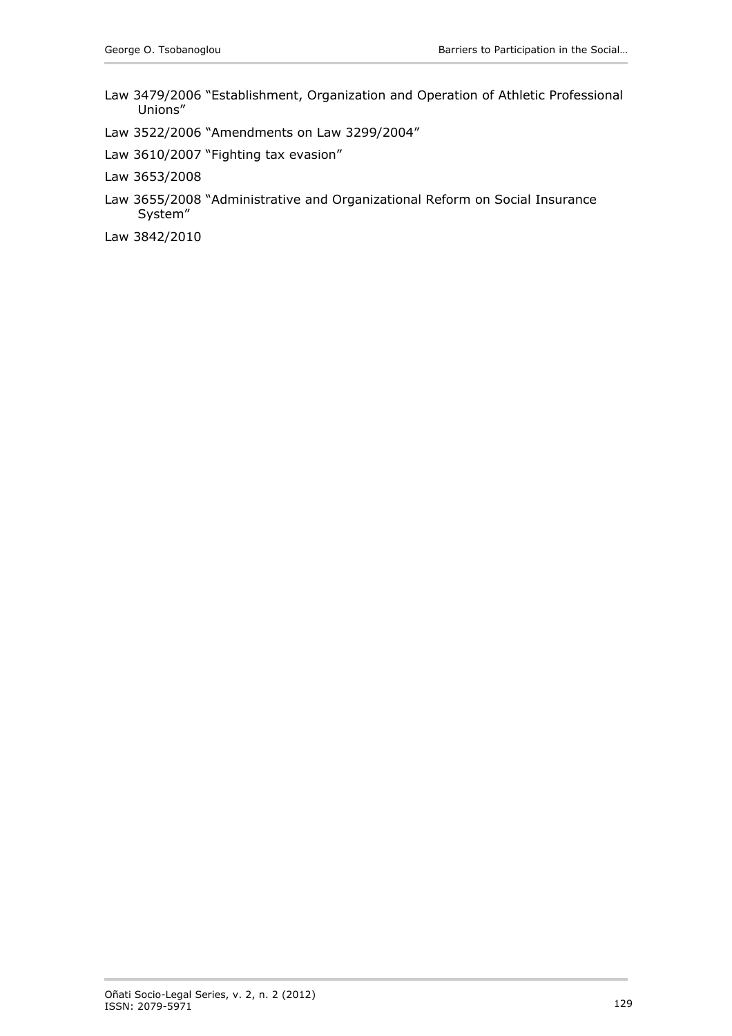Law 3479/2006 "Establishment, Organization and Operation of Athletic Professional Unions"

Law 3522/2006 "Amendments on Law 3299/2004"

Law 3610/2007 "Fighting tax evasion"

Law 3653/2008

Law 3655/2008 "Administrative and Organizational Reform on Social Insurance System"

Law 3842/2010